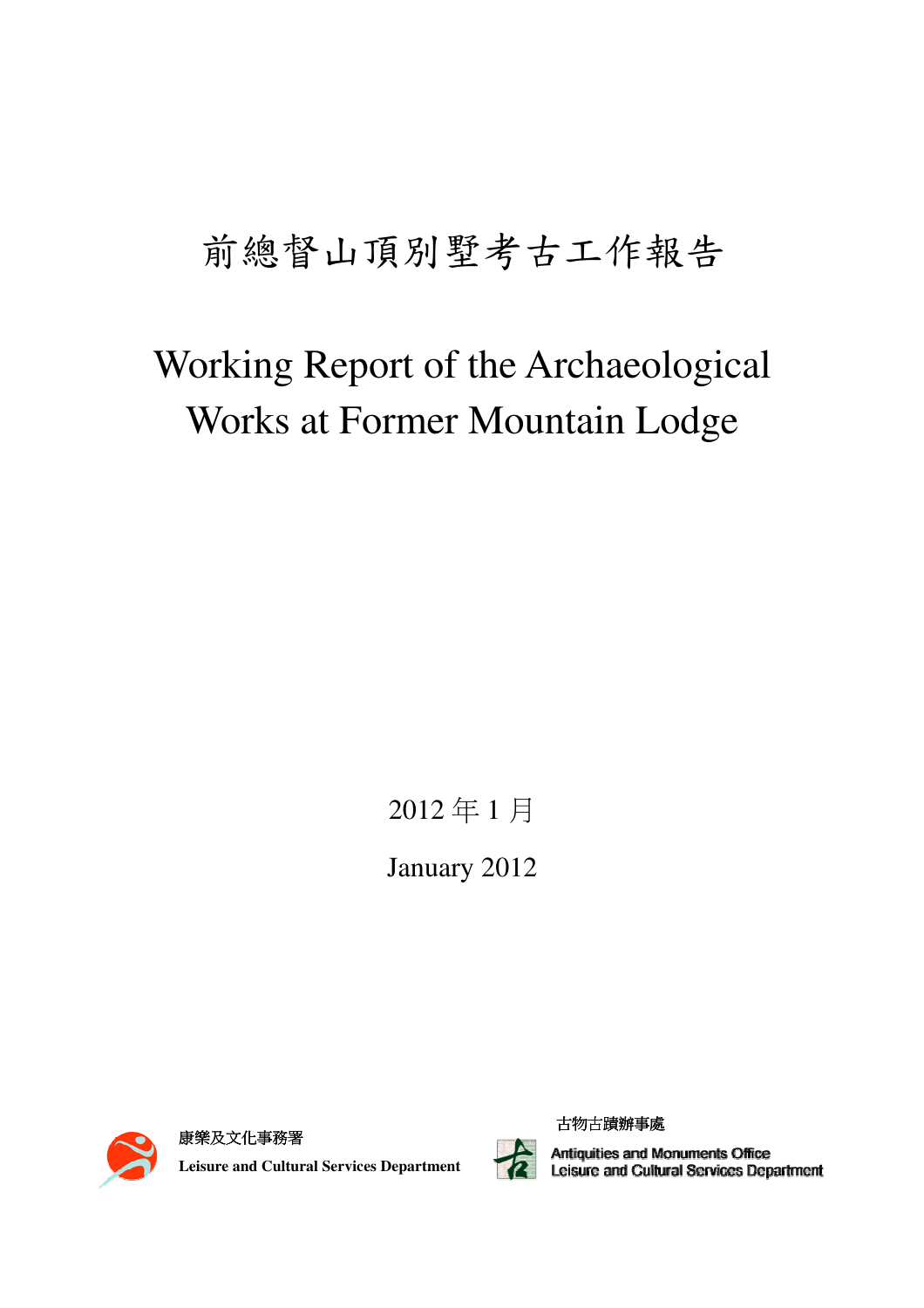# 前總督山頂別墅考古工作報告

# Working Report of the Archaeological Works at Former Mountain Lodge

2012 年 1 月

January 2012

康樂及文化事務署

**Leisure and Cultural Services Department**

古物古蹟辦事處

Antiquities and Monuments Office

Leisure and Cultural Services Department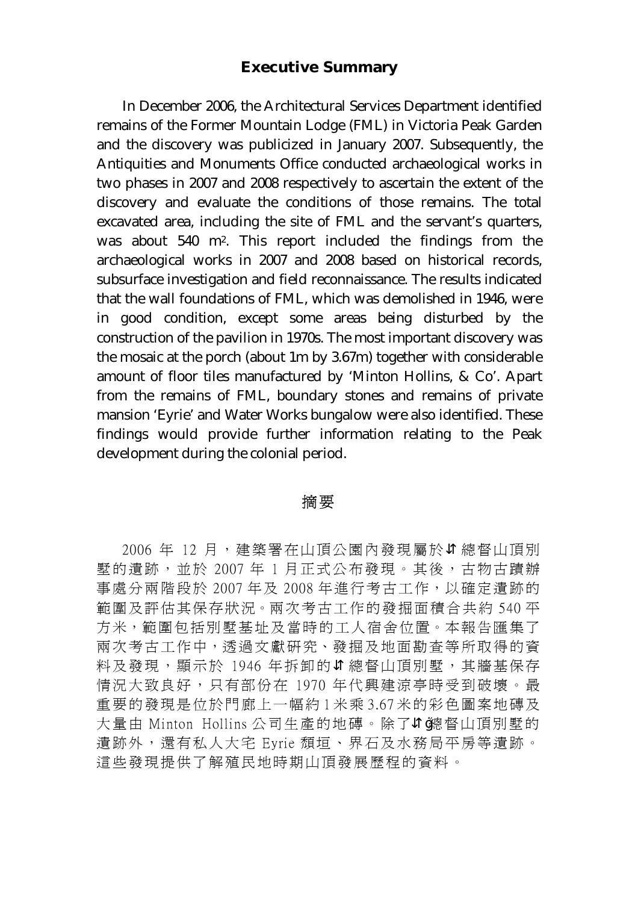## Executive Summary

In December 2006, the Architectural Services Department identified remains of the Former Mountain Lodge (FML) in Victoria Peak Garden and the discovery was publicized in January 2007. Subsequently, the Antiquities and Monuments Office conducted archaeological works in two phases in 2007 and 2008 respectively to ascertain the extent of the discovery and evaluate the conditions of those remains. The total excavated area, including the site of FML and the servant's quarters, was about 540 $m^2$. This report included the findings from the archaeological works in 2007 and 2008 based on historical records, subsurface investigation and field reconnaissance. The results indicated that the wall foundations of FML, which was demolished in 1946, were in good condition, except some areas being disturbed by the construction of the pavilion in 1970s. The most important discovery was the mosaic at the porch (about 1m by 3.67m) together with considerable amount of floor tiles manufactured by 'Minton Hollins, & Co'. Apart from the remains of FML, boundary stones and remains of private mansion 'Eyrie' and Water Works bungalow were also identified. These findings would provide further information relating to the Peak development during the colonial period.

## 摘要

2006 年 12 月，建築署在山頂公園內發現屬於⇅總督山頂別墅的遺跡，並於 2007 年 1 月正式公布發現。其後，古物古蹟辦事處分兩階段於 2007 年及 2008 年進行考古工作，以確定遺跡的範圍及評估其保存狀況。兩次考古工作的發掘面積合共約 540 平方米，範圍包括別墅基址及當時的工人宿舍位置。本報告匯集了兩次考古工作中，透過文獻研究、發掘及地面勘查等所取得的資料及發現，顯示於 1946 年拆卸的⇅總督山頂別墅，其牆基保存情況大致良好，只有部份在 1970 年代興建涼亭時受到破壞。最重要的發現是位於門廊上一幅約 1 米乘 3.67 米的彩色圖案地磚及大量由 Minton Hollins 公司生產的地磚。除了⇅ǵ總督山頂別墅的遺跡外，還有私人大宅 Eyrie 頹垣、界石及水務局平房等遺跡。這些發現提供了解殖民地時期山頂發展歷程的資料。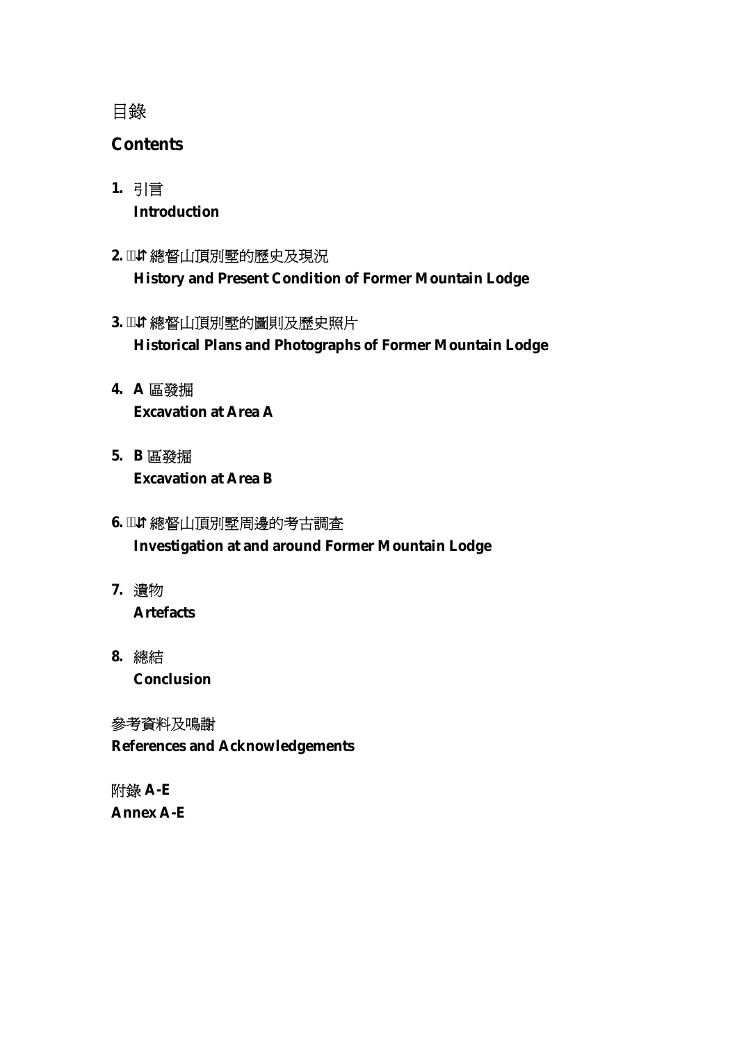# 目錄

## Contents

1. 引言
   **Introduction**

2. 前總督山頂別墅的歷史及現況
   **History and Present Condition of Former Mountain Lodge**

3. 前總督山頂別墅的圖則及歷史照片
   **Historical Plans and Photographs of Former Mountain Lodge**

4. **A** 區發掘
   **Excavation at Area A**

5. **B** 區發掘
   **Excavation at Area B**

6. 前總督山頂別墅周邊的考古調查
   **Investigation at and around Former Mountain Lodge**

7. 遺物
   **Artefacts**

8. 總結
   **Conclusion**

參考資料及鳴謝
**References and Acknowledgements**

附錄 **A-E**
**Annex A-E**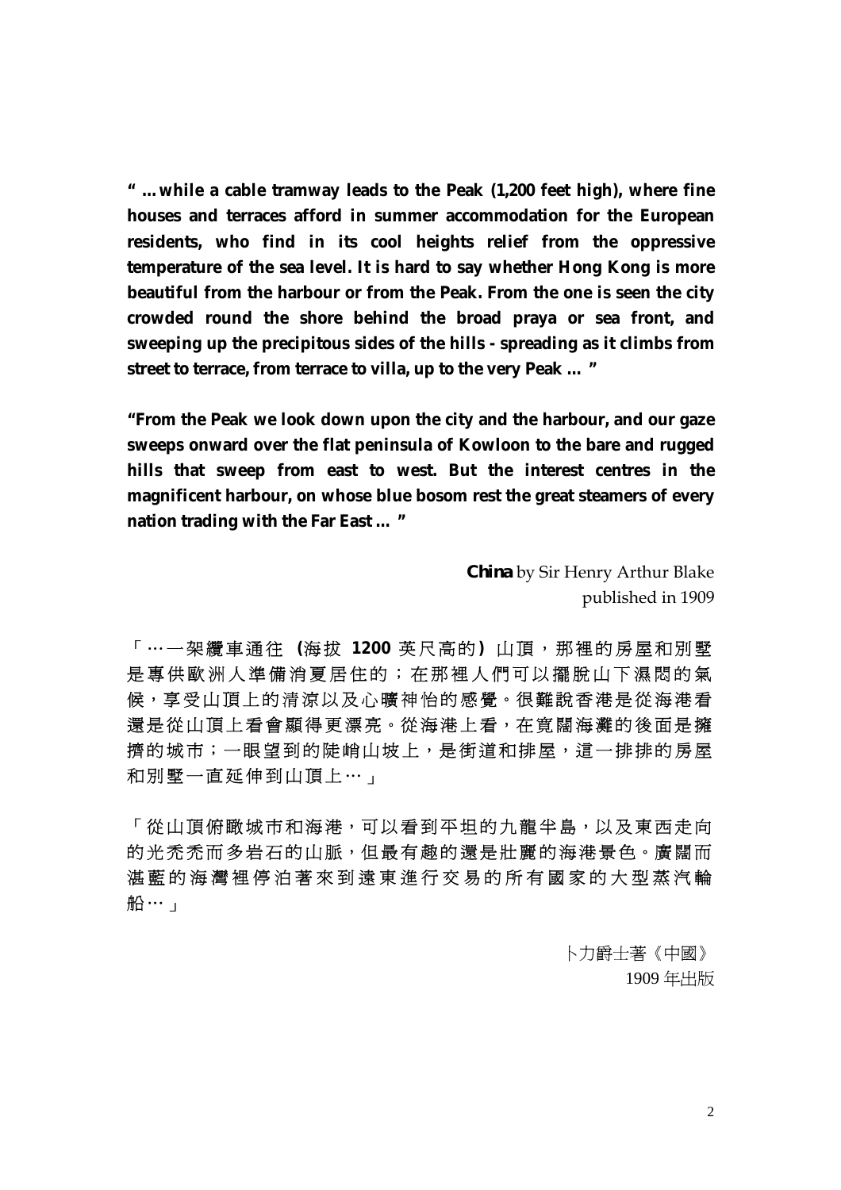**" ...while a cable tramway leads to the Peak (1,200 feet high), where fine houses and terraces afford in summer accommodation for the European residents, who find in its cool heights relief from the oppressive temperature of the sea level. It is hard to say whether Hong Kong is more beautiful from the harbour or from the Peak. From the one is seen the city crowded round the shore behind the broad praya or sea front, and sweeping up the precipitous sides of the hills - spreading as it climbs from street to terrace, from terrace to villa, up to the very Peak ... "**

**"From the Peak we look down upon the city and the harbour, and our gaze sweeps onward over the flat peninsula of Kowloon to the bare and rugged hills that sweep from east to west. But the interest centres in the magnificent harbour, on whose blue bosom rest the great steamers of every nation trading with the Far East ... "**

**China** by Sir Henry Arthur Blake
published in 1909

「…一架纜車通往 **(**海拔 **1200** 英尺高的**)** 山頂，那裡的房屋和別墅是專供歐洲人準備消夏居住的；在那裡人們可以擺脫山下濕悶的氣候，享受山頂上的清涼以及心曠神怡的感覺。很難說香港是從海港看還是從山頂上看會顯得更漂亮。從海港上看，在寬闊海灘的後面是擁擠的城市；一眼望到的陡峭山坡上，是街道和排屋，這一排排的房屋和別墅一直延伸到山頂上…」

「從山頂俯瞰城市和海港，可以看到平坦的九龍半島，以及東西走向的光禿禿而多岩石的山脈，但最有趣的還是壯麗的海港景色。廣闊而湛藍的海灣裡停泊著來到遠東進行交易的所有國家的大型蒸汽輪船…」

卜力爵士著《中國》
1909 年出版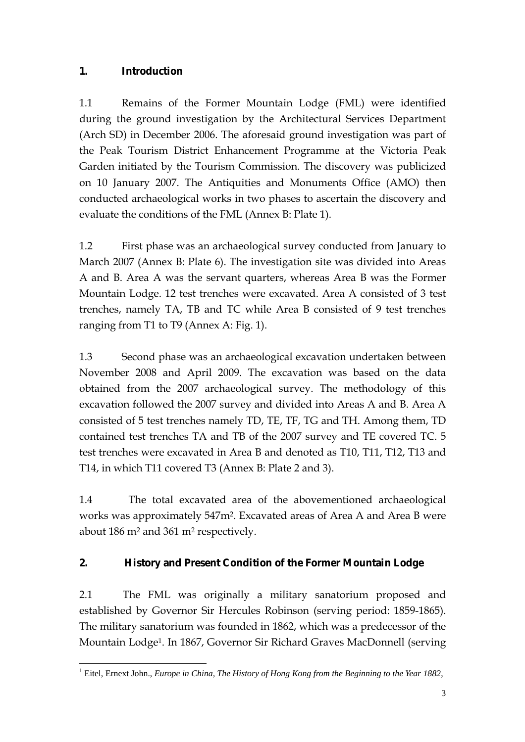## 1. Introduction

1.1 Remains of the Former Mountain Lodge (FML) were identified during the ground investigation by the Architectural Services Department (Arch SD) in December 2006. The aforesaid ground investigation was part of the Peak Tourism District Enhancement Programme at the Victoria Peak Garden initiated by the Tourism Commission. The discovery was publicized on 10 January 2007. The Antiquities and Monuments Office (AMO) then conducted archaeological works in two phases to ascertain the discovery and evaluate the conditions of the FML (Annex B: Plate 1).

1.2 First phase was an archaeological survey conducted from January to March 2007 (Annex B: Plate 6). The investigation site was divided into Areas A and B. Area A was the servant quarters, whereas Area B was the Former Mountain Lodge. 12 test trenches were excavated. Area A consisted of 3 test trenches, namely TA, TB and TC while Area B consisted of 9 test trenches ranging from T1 to T9 (Annex A: Fig. 1).

1.3 Second phase was an archaeological excavation undertaken between November 2008 and April 2009. The excavation was based on the data obtained from the 2007 archaeological survey. The methodology of this excavation followed the 2007 survey and divided into Areas A and B. Area A consisted of 5 test trenches namely TD, TE, TF, TG and TH. Among them, TD contained test trenches TA and TB of the 2007 survey and TE covered TC. 5 test trenches were excavated in Area B and denoted as T10, T11, T12, T13 and T14, in which T11 covered T3 (Annex B: Plate 2 and 3).

1.4 The total excavated area of the abovementioned archaeological works was approximately 547m$^2$. Excavated areas of Area A and Area B were about 186 m$^2$ and 361 m$^2$ respectively.

## 2. History and Present Condition of the Former Mountain Lodge

2.1 The FML was originally a military sanatorium proposed and established by Governor Sir Hercules Robinson (serving period: 1859-1865). The military sanatorium was founded in 1862, which was a predecessor of the Mountain Lodge[1]. In 1867, Governor Sir Richard Graves MacDonnell (serving

[1] Eitel, Ernext John., *Europe in China, The History of Hong Kong from the Beginning to the Year 1882*,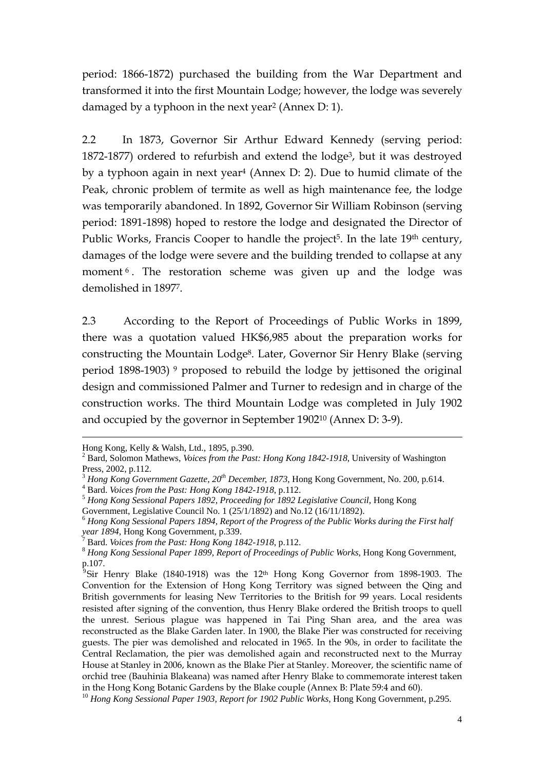period: 1866-1872) purchased the building from the War Department and transformed it into the first Mountain Lodge; however, the lodge was severely damaged by a typhoon in the next year[2] (Annex D: 1).

2.2 In 1873, Governor Sir Arthur Edward Kennedy (serving period: 1872-1877) ordered to refurbish and extend the lodge[3], but it was destroyed by a typhoon again in next year[4] (Annex D: 2). Due to humid climate of the Peak, chronic problem of termite as well as high maintenance fee, the lodge was temporarily abandoned. In 1892, Governor Sir William Robinson (serving period: 1891-1898) hoped to restore the lodge and designated the Director of Public Works, Francis Cooper to handle the project[5]. In the late 19th century, damages of the lodge were severe and the building trended to collapse at any moment[6]. The restoration scheme was given up and the lodge was demolished in 1897[7].

2.3 According to the Report of Proceedings of Public Works in 1899, there was a quotation valued HK$6,985 about the preparation works for constructing the Mountain Lodge[8]. Later, Governor Sir Henry Blake (serving period 1898-1903)[9] proposed to rebuild the lodge by jettisoned the original design and commissioned Palmer and Turner to redesign and in charge of the construction works. The third Mountain Lodge was completed in July 1902 and occupied by the governor in September 1902[10] (Annex D: 3-9).

---

Hong Kong, Kelly & Walsh, Ltd., 1895, p.390.

[2] Bard, Solomon Mathews, *Voices from the Past: Hong Kong 1842-1918*, University of Washington Press, 2002, p.112.

[3] *Hong Kong Government Gazette, 20th December, 1873*, Hong Kong Government, No. 200, p.614.

[4] Bard. *Voices from the Past: Hong Kong 1842-1918*, p.112.

[5] *Hong Kong Sessional Papers 1892, Proceeding for 1892 Legislative Council*, Hong Kong Government, Legislative Council No. 1 (25/1/1892) and No.12 (16/11/1892).

[6] *Hong Kong Sessional Papers 1894, Report of the Progress of the Public Works during the First half year 1894*, Hong Kong Government, p.339.

[7] Bard. *Voices from the Past: Hong Kong 1842-1918*, p.112.

[8] *Hong Kong Sessional Paper 1899, Report of Proceedings of Public Works*, Hong Kong Government, p.107.

[9] Sir Henry Blake (1840-1918) was the 12th Hong Kong Governor from 1898-1903. The Convention for the Extension of Hong Kong Territory was signed between the Qing and British governments for leasing New Territories to the British for 99 years. Local residents resisted after signing of the convention, thus Henry Blake ordered the British troops to quell the unrest. Serious plague was happened in Tai Ping Shan area, and the area was reconstructed as the Blake Garden later. In 1900, the Blake Pier was constructed for receiving guests. The pier was demolished and relocated in 1965. In the 90s, in order to facilitate the Central Reclamation, the pier was demolished again and reconstructed next to the Murray House at Stanley in 2006, known as the Blake Pier at Stanley. Moreover, the scientific name of orchid tree (Bauhinia Blakeana) was named after Henry Blake to commemorate interest taken in the Hong Kong Botanic Gardens by the Blake couple (Annex B: Plate 59:4 and 60).

[10] *Hong Kong Sessional Paper 1903, Report for 1902 Public Works*, Hong Kong Government, p.295.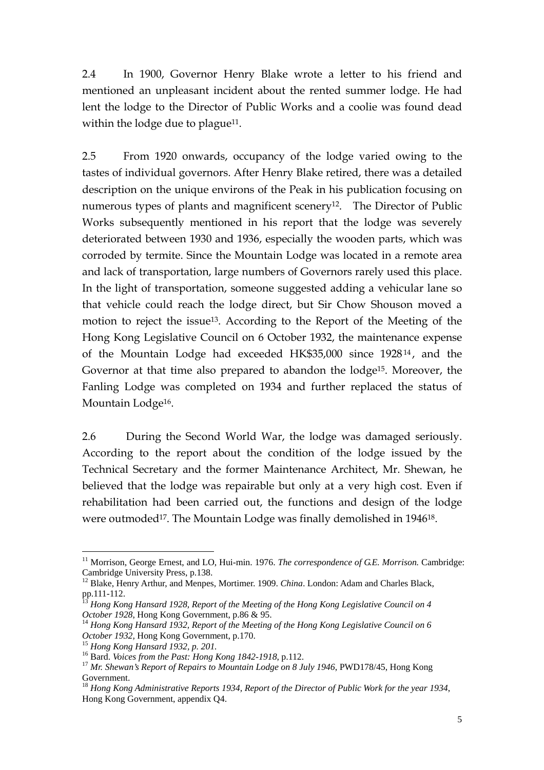2.4 In 1900, Governor Henry Blake wrote a letter to his friend and mentioned an unpleasant incident about the rented summer lodge. He had lent the lodge to the Director of Public Works and a coolie was found dead within the lodge due to plague[11].

2.5 From 1920 onwards, occupancy of the lodge varied owing to the tastes of individual governors. After Henry Blake retired, there was a detailed description on the unique environs of the Peak in his publication focusing on numerous types of plants and magnificent scenery[12]. The Director of Public Works subsequently mentioned in his report that the lodge was severely deteriorated between 1930 and 1936, especially the wooden parts, which was corroded by termite. Since the Mountain Lodge was located in a remote area and lack of transportation, large numbers of Governors rarely used this place. In the light of transportation, someone suggested adding a vehicular lane so that vehicle could reach the lodge direct, but Sir Chow Shouson moved a motion to reject the issue[13]. According to the Report of the Meeting of the Hong Kong Legislative Council on 6 October 1932, the maintenance expense of the Mountain Lodge had exceeded HK$35,000 since 1928[14], and the Governor at that time also prepared to abandon the lodge[15]. Moreover, the Fanling Lodge was completed on 1934 and further replaced the status of Mountain Lodge[16].

2.6 During the Second World War, the lodge was damaged seriously. According to the report about the condition of the lodge issued by the Technical Secretary and the former Maintenance Architect, Mr. Shewan, he believed that the lodge was repairable but only at a very high cost. Even if rehabilitation had been carried out, the functions and design of the lodge were outmoded[17]. The Mountain Lodge was finally demolished in 1946[18].

---

[11] Morrison, George Ernest, and LO, Hui-min. 1976. *The correspondence of G.E. Morrison.* Cambridge: Cambridge University Press, p.138.

[12] Blake, Henry Arthur, and Menpes, Mortimer. 1909. *China*. London: Adam and Charles Black, pp.111-112.

[13] *Hong Kong Hansard 1928, Report of the Meeting of the Hong Kong Legislative Council on 4 October 1928*, Hong Kong Government, p.86 & 95.

[14] *Hong Kong Hansard 1932, Report of the Meeting of the Hong Kong Legislative Council on 6 October 1932*, Hong Kong Government, p.170.

[15] *Hong Kong Hansard 1932, p. 201.*

[16] Bard. *Voices from the Past: Hong Kong 1842-1918*, p.112.

[17] *Mr. Shewan's Report of Repairs to Mountain Lodge on 8 July 1946*, PWD178/45, Hong Kong Government.

[18] *Hong Kong Administrative Reports 1934, Report of the Director of Public Work for the year 1934*, Hong Kong Government, appendix Q4.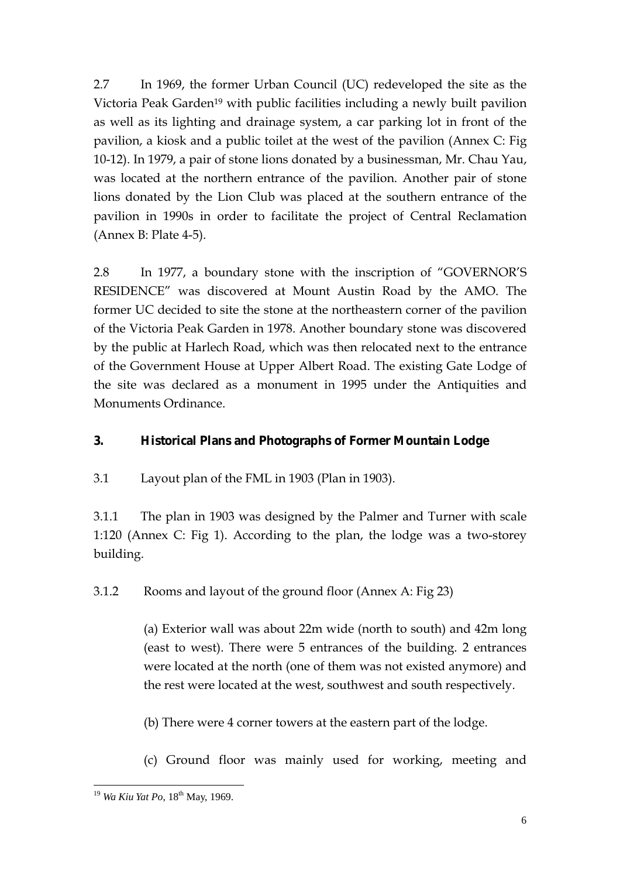2.7 In 1969, the former Urban Council (UC) redeveloped the site as the Victoria Peak Garden[19] with public facilities including a newly built pavilion as well as its lighting and drainage system, a car parking lot in front of the pavilion, a kiosk and a public toilet at the west of the pavilion (Annex C: Fig 10-12). In 1979, a pair of stone lions donated by a businessman, Mr. Chau Yau, was located at the northern entrance of the pavilion. Another pair of stone lions donated by the Lion Club was placed at the southern entrance of the pavilion in 1990s in order to facilitate the project of Central Reclamation (Annex B: Plate 4-5).

2.8 In 1977, a boundary stone with the inscription of "GOVERNOR'S RESIDENCE" was discovered at Mount Austin Road by the AMO. The former UC decided to site the stone at the northeastern corner of the pavilion of the Victoria Peak Garden in 1978. Another boundary stone was discovered by the public at Harlech Road, which was then relocated next to the entrance of the Government House at Upper Albert Road. The existing Gate Lodge of the site was declared as a monument in 1995 under the Antiquities and Monuments Ordinance.

## 3. Historical Plans and Photographs of Former Mountain Lodge

3.1 Layout plan of the FML in 1903 (Plan in 1903).

3.1.1 The plan in 1903 was designed by the Palmer and Turner with scale 1:120 (Annex C: Fig 1). According to the plan, the lodge was a two-storey building.

3.1.2 Rooms and layout of the ground floor (Annex A: Fig 23)

(a) Exterior wall was about 22m wide (north to south) and 42m long (east to west). There were 5 entrances of the building. 2 entrances were located at the north (one of them was not existed anymore) and the rest were located at the west, southwest and south respectively.

(b) There were 4 corner towers at the eastern part of the lodge.

(c) Ground floor was mainly used for working, meeting and

[19] *Wa Kiu Yat Po*, 18th May, 1969.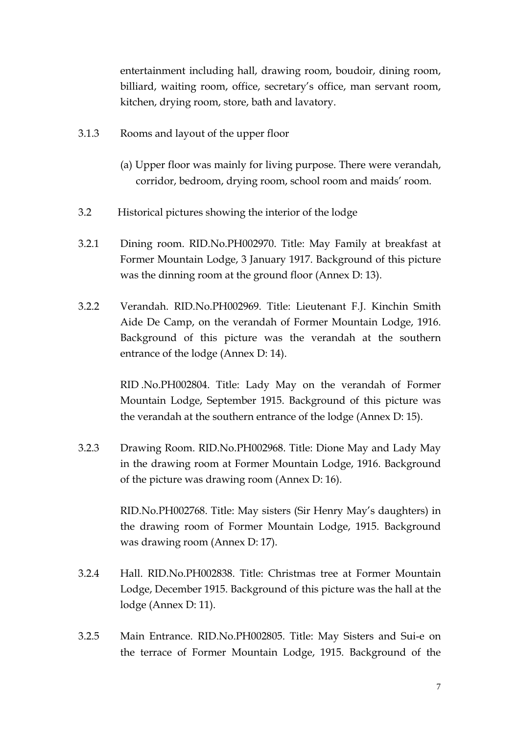entertainment including hall, drawing room, boudoir, dining room, billiard, waiting room, office, secretary's office, man servant room, kitchen, drying room, store, bath and lavatory.

3.1.3 Rooms and layout of the upper floor

(a) Upper floor was mainly for living purpose. There were verandah, corridor, bedroom, drying room, school room and maids' room.

3.2 Historical pictures showing the interior of the lodge

3.2.1 Dining room. RID.No.PH002970. Title: May Family at breakfast at Former Mountain Lodge, 3 January 1917. Background of this picture was the dinning room at the ground floor (Annex D: 13).

3.2.2 Verandah. RID.No.PH002969. Title: Lieutenant F.J. Kinchin Smith Aide De Camp, on the verandah of Former Mountain Lodge, 1916. Background of this picture was the verandah at the southern entrance of the lodge (Annex D: 14).

RID .No.PH002804. Title: Lady May on the verandah of Former Mountain Lodge, September 1915. Background of this picture was the verandah at the southern entrance of the lodge (Annex D: 15).

3.2.3 Drawing Room. RID.No.PH002968. Title: Dione May and Lady May in the drawing room at Former Mountain Lodge, 1916. Background of the picture was drawing room (Annex D: 16).

RID.No.PH002768. Title: May sisters (Sir Henry May's daughters) in the drawing room of Former Mountain Lodge, 1915. Background was drawing room (Annex D: 17).

3.2.4 Hall. RID.No.PH002838. Title: Christmas tree at Former Mountain Lodge, December 1915. Background of this picture was the hall at the lodge (Annex D: 11).

3.2.5 Main Entrance. RID.No.PH002805. Title: May Sisters and Sui-e on the terrace of Former Mountain Lodge, 1915. Background of the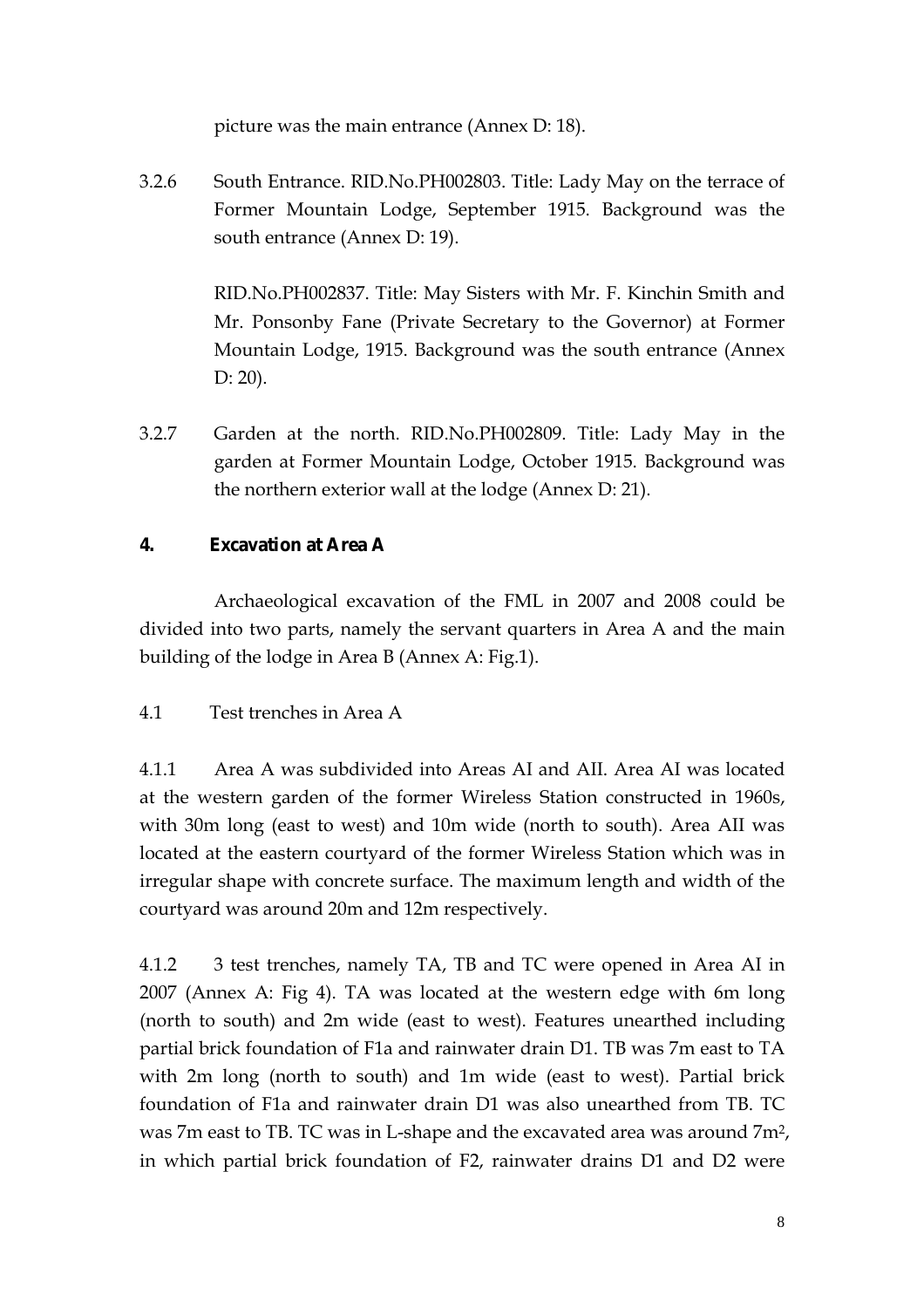picture was the main entrance (Annex D: 18).

3.2.6 South Entrance. RID.No.PH002803. Title: Lady May on the terrace of Former Mountain Lodge, September 1915. Background was the south entrance (Annex D: 19).

RID.No.PH002837. Title: May Sisters with Mr. F. Kinchin Smith and Mr. Ponsonby Fane (Private Secretary to the Governor) at Former Mountain Lodge, 1915. Background was the south entrance (Annex D: 20).

3.2.7 Garden at the north. RID.No.PH002809. Title: Lady May in the garden at Former Mountain Lodge, October 1915. Background was the northern exterior wall at the lodge (Annex D: 21).

## 4. Excavation at Area A

Archaeological excavation of the FML in 2007 and 2008 could be divided into two parts, namely the servant quarters in Area A and the main building of the lodge in Area B (Annex A: Fig.1).

4.1 Test trenches in Area A

4.1.1 Area A was subdivided into Areas AI and AII. Area AI was located at the western garden of the former Wireless Station constructed in 1960s, with 30m long (east to west) and 10m wide (north to south). Area AII was located at the eastern courtyard of the former Wireless Station which was in irregular shape with concrete surface. The maximum length and width of the courtyard was around 20m and 12m respectively.

4.1.2 3 test trenches, namely TA, TB and TC were opened in Area AI in 2007 (Annex A: Fig 4). TA was located at the western edge with 6m long (north to south) and 2m wide (east to west). Features unearthed including partial brick foundation of F1a and rainwater drain D1. TB was 7m east to TA with 2m long (north to south) and 1m wide (east to west). Partial brick foundation of F1a and rainwater drain D1 was also unearthed from TB. TC was 7m east to TB. TC was in L-shape and the excavated area was around 7m$^2$, in which partial brick foundation of F2, rainwater drains D1 and D2 were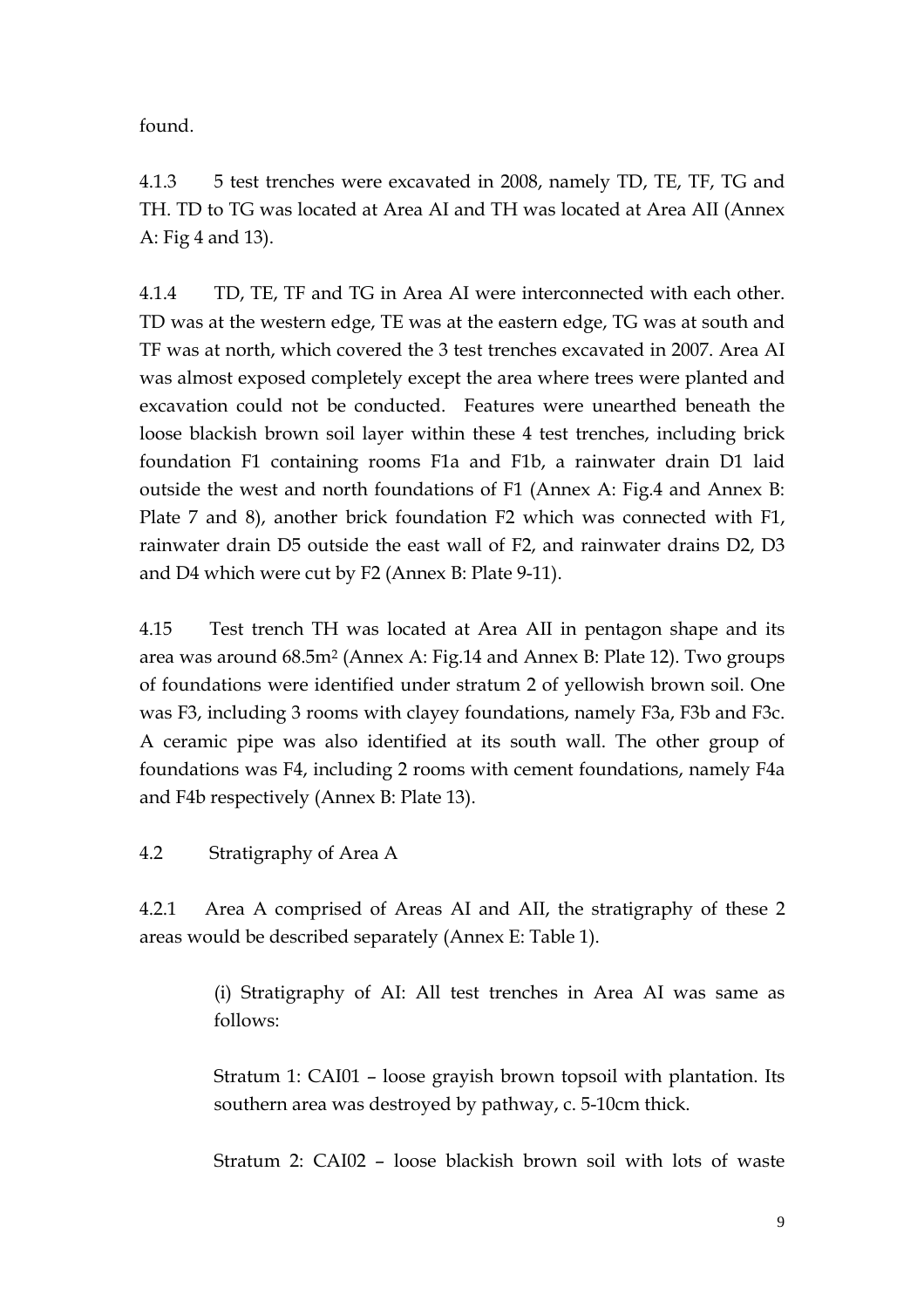found.

4.1.3 5 test trenches were excavated in 2008, namely TD, TE, TF, TG and TH. TD to TG was located at Area AI and TH was located at Area AII (Annex A: Fig 4 and 13).

4.1.4 TD, TE, TF and TG in Area AI were interconnected with each other. TD was at the western edge, TE was at the eastern edge, TG was at south and TF was at north, which covered the 3 test trenches excavated in 2007. Area AI was almost exposed completely except the area where trees were planted and excavation could not be conducted. Features were unearthed beneath the loose blackish brown soil layer within these 4 test trenches, including brick foundation F1 containing rooms F1a and F1b, a rainwater drain D1 laid outside the west and north foundations of F1 (Annex A: Fig.4 and Annex B: Plate 7 and 8), another brick foundation F2 which was connected with F1, rainwater drain D5 outside the east wall of F2, and rainwater drains D2, D3 and D4 which were cut by F2 (Annex B: Plate 9-11).

4.15 Test trench TH was located at Area AII in pentagon shape and its area was around 68.5m$^2$ (Annex A: Fig.14 and Annex B: Plate 12). Two groups of foundations were identified under stratum 2 of yellowish brown soil. One was F3, including 3 rooms with clayey foundations, namely F3a, F3b and F3c. A ceramic pipe was also identified at its south wall. The other group of foundations was F4, including 2 rooms with cement foundations, namely F4a and F4b respectively (Annex B: Plate 13).

4.2 Stratigraphy of Area A

4.2.1 Area A comprised of Areas AI and AII, the stratigraphy of these 2 areas would be described separately (Annex E: Table 1).

> (i) Stratigraphy of AI: All test trenches in Area AI was same as follows:
>
> Stratum 1: CAI01 – loose grayish brown topsoil with plantation. Its southern area was destroyed by pathway, c. 5-10cm thick.
>
> Stratum 2: CAI02 – loose blackish brown soil with lots of waste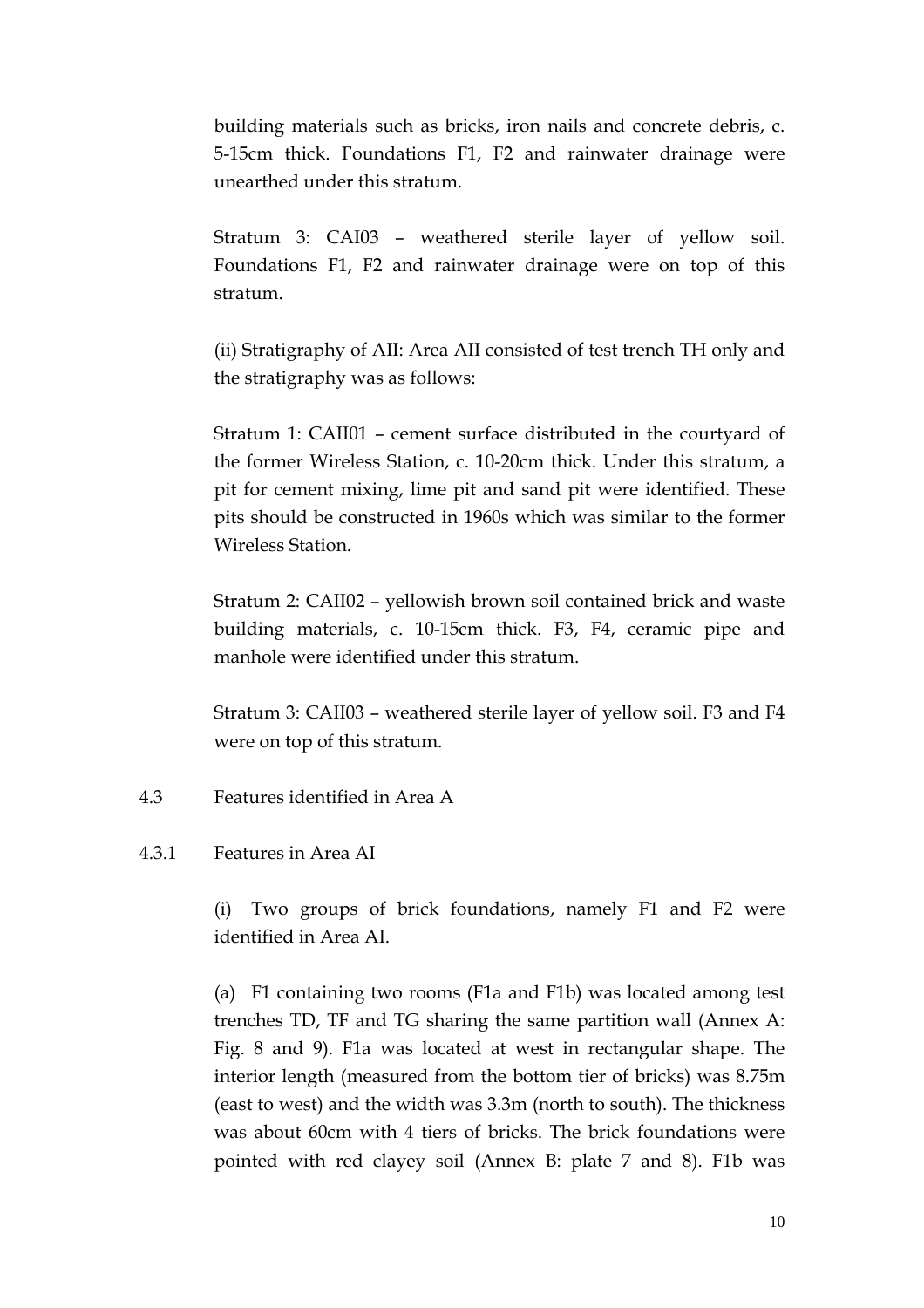building materials such as bricks, iron nails and concrete debris, c. 5-15cm thick. Foundations F1, F2 and rainwater drainage were unearthed under this stratum.

Stratum 3: CAI03 – weathered sterile layer of yellow soil. Foundations F1, F2 and rainwater drainage were on top of this stratum.

(ii) Stratigraphy of AII: Area AII consisted of test trench TH only and the stratigraphy was as follows:

Stratum 1: CAII01 – cement surface distributed in the courtyard of the former Wireless Station, c. 10-20cm thick. Under this stratum, a pit for cement mixing, lime pit and sand pit were identified. These pits should be constructed in 1960s which was similar to the former Wireless Station.

Stratum 2: CAII02 – yellowish brown soil contained brick and waste building materials, c. 10-15cm thick. F3, F4, ceramic pipe and manhole were identified under this stratum.

Stratum 3: CAII03 – weathered sterile layer of yellow soil. F3 and F4 were on top of this stratum.

4.3 Features identified in Area A

4.3.1 Features in Area AI

(i) Two groups of brick foundations, namely F1 and F2 were identified in Area AI.

(a) F1 containing two rooms (F1a and F1b) was located among test trenches TD, TF and TG sharing the same partition wall (Annex A: Fig. 8 and 9). F1a was located at west in rectangular shape. The interior length (measured from the bottom tier of bricks) was 8.75m (east to west) and the width was 3.3m (north to south). The thickness was about 60cm with 4 tiers of bricks. The brick foundations were pointed with red clayey soil (Annex B: plate 7 and 8). F1b was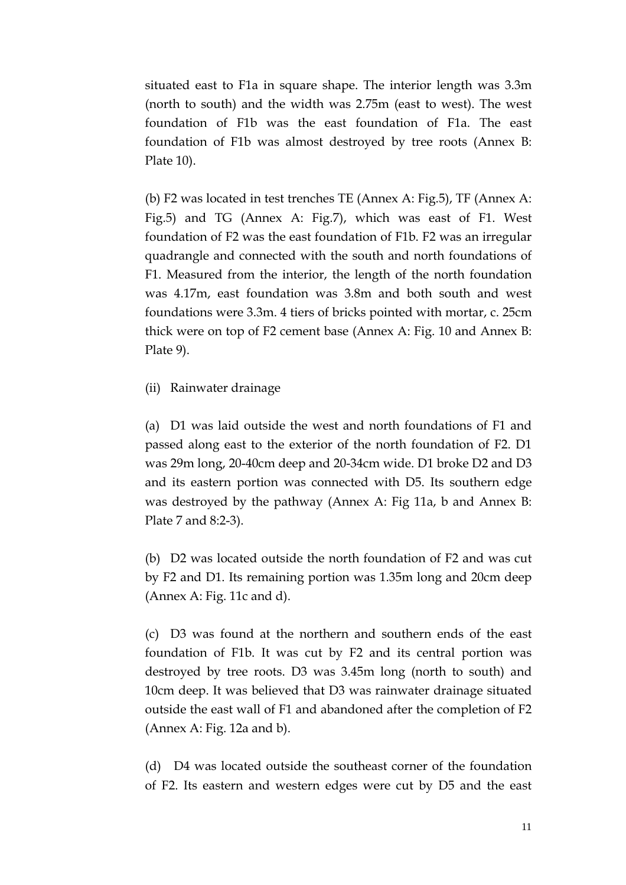situated east to F1a in square shape. The interior length was 3.3m (north to south) and the width was 2.75m (east to west). The west foundation of F1b was the east foundation of F1a. The east foundation of F1b was almost destroyed by tree roots (Annex B: Plate 10).

(b) F2 was located in test trenches TE (Annex A: Fig.5), TF (Annex A: Fig.5) and TG (Annex A: Fig.7), which was east of F1. West foundation of F2 was the east foundation of F1b. F2 was an irregular quadrangle and connected with the south and north foundations of F1. Measured from the interior, the length of the north foundation was 4.17m, east foundation was 3.8m and both south and west foundations were 3.3m. 4 tiers of bricks pointed with mortar, c. 25cm thick were on top of F2 cement base (Annex A: Fig. 10 and Annex B: Plate 9).

(ii) Rainwater drainage

(a) D1 was laid outside the west and north foundations of F1 and passed along east to the exterior of the north foundation of F2. D1 was 29m long, 20-40cm deep and 20-34cm wide. D1 broke D2 and D3 and its eastern portion was connected with D5. Its southern edge was destroyed by the pathway (Annex A: Fig 11a, b and Annex B: Plate 7 and 8:2-3).

(b) D2 was located outside the north foundation of F2 and was cut by F2 and D1. Its remaining portion was 1.35m long and 20cm deep (Annex A: Fig. 11c and d).

(c) D3 was found at the northern and southern ends of the east foundation of F1b. It was cut by F2 and its central portion was destroyed by tree roots. D3 was 3.45m long (north to south) and 10cm deep. It was believed that D3 was rainwater drainage situated outside the east wall of F1 and abandoned after the completion of F2 (Annex A: Fig. 12a and b).

(d) D4 was located outside the southeast corner of the foundation of F2. Its eastern and western edges were cut by D5 and the east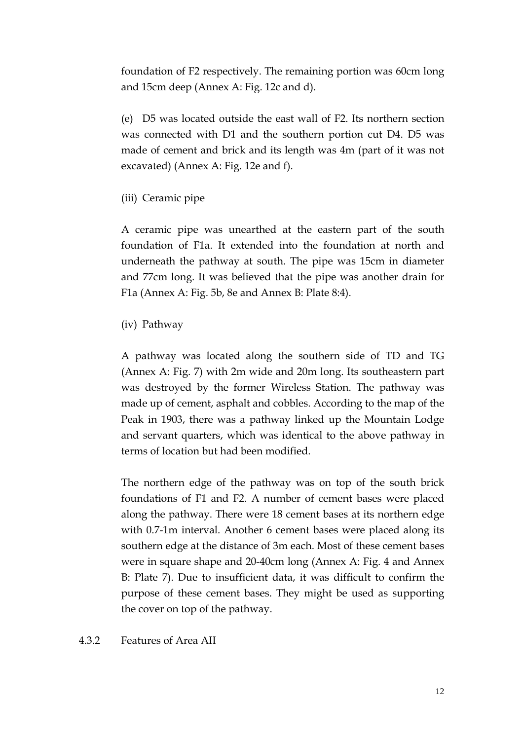foundation of F2 respectively. The remaining portion was 60cm long and 15cm deep (Annex A: Fig. 12c and d).

(e) D5 was located outside the east wall of F2. Its northern section was connected with D1 and the southern portion cut D4. D5 was made of cement and brick and its length was 4m (part of it was not excavated) (Annex A: Fig. 12e and f).

(iii) Ceramic pipe

A ceramic pipe was unearthed at the eastern part of the south foundation of F1a. It extended into the foundation at north and underneath the pathway at south. The pipe was 15cm in diameter and 77cm long. It was believed that the pipe was another drain for F1a (Annex A: Fig. 5b, 8e and Annex B: Plate 8:4).

(iv) Pathway

A pathway was located along the southern side of TD and TG (Annex A: Fig. 7) with 2m wide and 20m long. Its southeastern part was destroyed by the former Wireless Station. The pathway was made up of cement, asphalt and cobbles. According to the map of the Peak in 1903, there was a pathway linked up the Mountain Lodge and servant quarters, which was identical to the above pathway in terms of location but had been modified.

The northern edge of the pathway was on top of the south brick foundations of F1 and F2. A number of cement bases were placed along the pathway. There were 18 cement bases at its northern edge with 0.7-1m interval. Another 6 cement bases were placed along its southern edge at the distance of 3m each. Most of these cement bases were in square shape and 20-40cm long (Annex A: Fig. 4 and Annex B: Plate 7). Due to insufficient data, it was difficult to confirm the purpose of these cement bases. They might be used as supporting the cover on top of the pathway.

### 4.3.2 Features of Area AII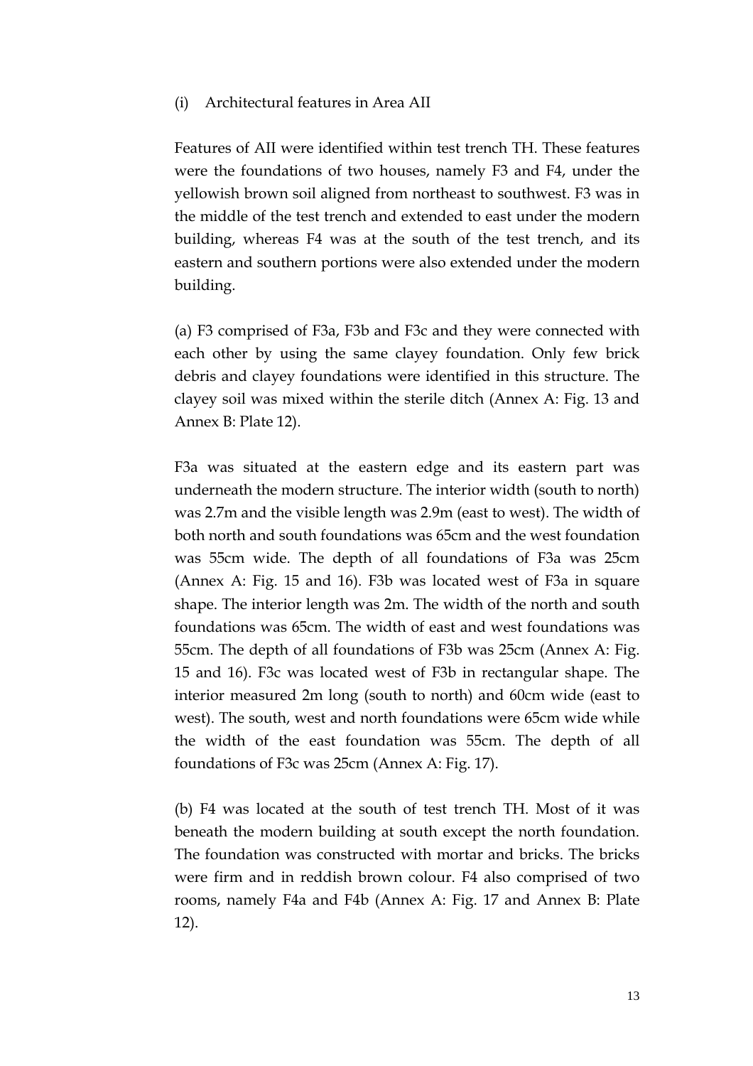(i) Architectural features in Area AII

Features of AII were identified within test trench TH. These features were the foundations of two houses, namely F3 and F4, under the yellowish brown soil aligned from northeast to southwest. F3 was in the middle of the test trench and extended to east under the modern building, whereas F4 was at the south of the test trench, and its eastern and southern portions were also extended under the modern building.

(a) F3 comprised of F3a, F3b and F3c and they were connected with each other by using the same clayey foundation. Only few brick debris and clayey foundations were identified in this structure. The clayey soil was mixed within the sterile ditch (Annex A: Fig. 13 and Annex B: Plate 12).

F3a was situated at the eastern edge and its eastern part was underneath the modern structure. The interior width (south to north) was 2.7m and the visible length was 2.9m (east to west). The width of both north and south foundations was 65cm and the west foundation was 55cm wide. The depth of all foundations of F3a was 25cm (Annex A: Fig. 15 and 16). F3b was located west of F3a in square shape. The interior length was 2m. The width of the north and south foundations was 65cm. The width of east and west foundations was 55cm. The depth of all foundations of F3b was 25cm (Annex A: Fig. 15 and 16). F3c was located west of F3b in rectangular shape. The interior measured 2m long (south to north) and 60cm wide (east to west). The south, west and north foundations were 65cm wide while the width of the east foundation was 55cm. The depth of all foundations of F3c was 25cm (Annex A: Fig. 17).

(b) F4 was located at the south of test trench TH. Most of it was beneath the modern building at south except the north foundation. The foundation was constructed with mortar and bricks. The bricks were firm and in reddish brown colour. F4 also comprised of two rooms, namely F4a and F4b (Annex A: Fig. 17 and Annex B: Plate 12).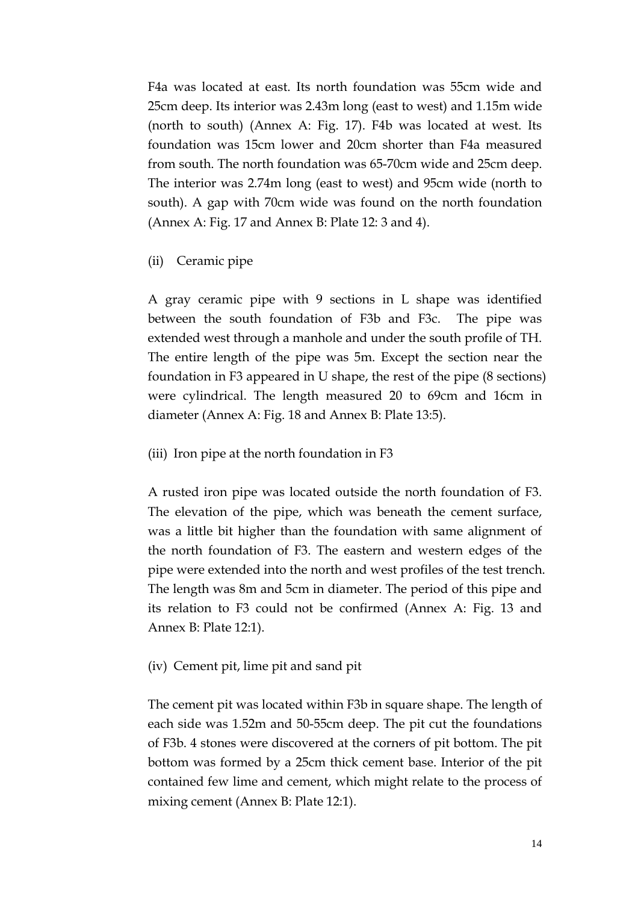F4a was located at east. Its north foundation was 55cm wide and 25cm deep. Its interior was 2.43m long (east to west) and 1.15m wide (north to south) (Annex A: Fig. 17). F4b was located at west. Its foundation was 15cm lower and 20cm shorter than F4a measured from south. The north foundation was 65-70cm wide and 25cm deep. The interior was 2.74m long (east to west) and 95cm wide (north to south). A gap with 70cm wide was found on the north foundation (Annex A: Fig. 17 and Annex B: Plate 12: 3 and 4).

(ii) Ceramic pipe

A gray ceramic pipe with 9 sections in L shape was identified between the south foundation of F3b and F3c. The pipe was extended west through a manhole and under the south profile of TH. The entire length of the pipe was 5m. Except the section near the foundation in F3 appeared in U shape, the rest of the pipe (8 sections) were cylindrical. The length measured 20 to 69cm and 16cm in diameter (Annex A: Fig. 18 and Annex B: Plate 13:5).

(iii) Iron pipe at the north foundation in F3

A rusted iron pipe was located outside the north foundation of F3. The elevation of the pipe, which was beneath the cement surface, was a little bit higher than the foundation with same alignment of the north foundation of F3. The eastern and western edges of the pipe were extended into the north and west profiles of the test trench. The length was 8m and 5cm in diameter. The period of this pipe and its relation to F3 could not be confirmed (Annex A: Fig. 13 and Annex B: Plate 12:1).

(iv) Cement pit, lime pit and sand pit

The cement pit was located within F3b in square shape. The length of each side was 1.52m and 50-55cm deep. The pit cut the foundations of F3b. 4 stones were discovered at the corners of pit bottom. The pit bottom was formed by a 25cm thick cement base. Interior of the pit contained few lime and cement, which might relate to the process of mixing cement (Annex B: Plate 12:1).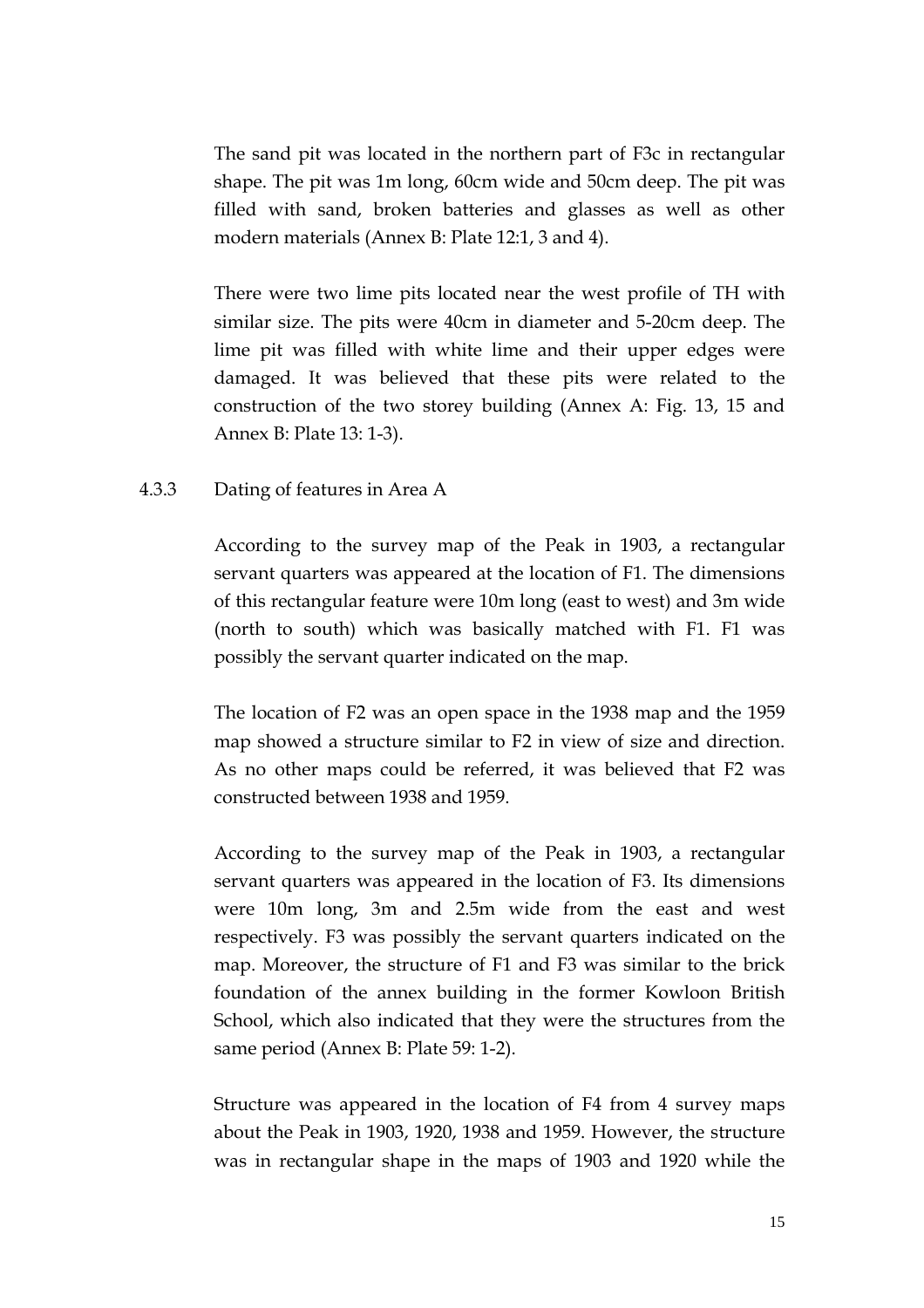The sand pit was located in the northern part of F3c in rectangular shape. The pit was 1m long, 60cm wide and 50cm deep. The pit was filled with sand, broken batteries and glasses as well as other modern materials (Annex B: Plate 12:1, 3 and 4).

There were two lime pits located near the west profile of TH with similar size. The pits were 40cm in diameter and 5-20cm deep. The lime pit was filled with white lime and their upper edges were damaged. It was believed that these pits were related to the construction of the two storey building (Annex A: Fig. 13, 15 and Annex B: Plate 13: 1-3).

### 4.3.3 Dating of features in Area A

According to the survey map of the Peak in 1903, a rectangular servant quarters was appeared at the location of F1. The dimensions of this rectangular feature were 10m long (east to west) and 3m wide (north to south) which was basically matched with F1. F1 was possibly the servant quarter indicated on the map.

The location of F2 was an open space in the 1938 map and the 1959 map showed a structure similar to F2 in view of size and direction. As no other maps could be referred, it was believed that F2 was constructed between 1938 and 1959.

According to the survey map of the Peak in 1903, a rectangular servant quarters was appeared in the location of F3. Its dimensions were 10m long, 3m and 2.5m wide from the east and west respectively. F3 was possibly the servant quarters indicated on the map. Moreover, the structure of F1 and F3 was similar to the brick foundation of the annex building in the former Kowloon British School, which also indicated that they were the structures from the same period (Annex B: Plate 59: 1-2).

Structure was appeared in the location of F4 from 4 survey maps about the Peak in 1903, 1920, 1938 and 1959. However, the structure was in rectangular shape in the maps of 1903 and 1920 while the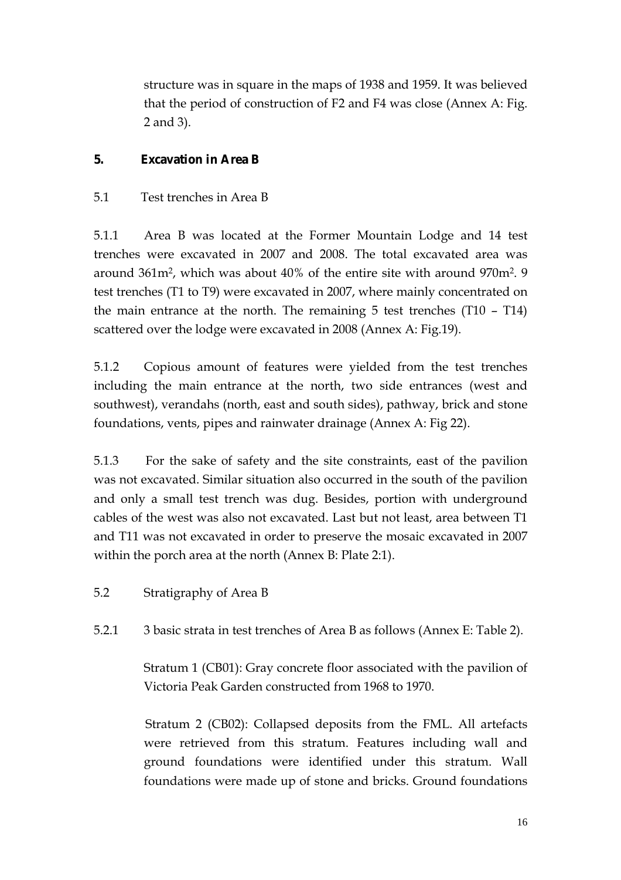structure was in square in the maps of 1938 and 1959. It was believed that the period of construction of F2 and F4 was close (Annex A: Fig. 2 and 3).

## 5. Excavation in Area B

### 5.1 Test trenches in Area B

5.1.1 Area B was located at the Former Mountain Lodge and 14 test trenches were excavated in 2007 and 2008. The total excavated area was around $361m^2$, which was about 40% of the entire site with around $970m^2$. 9 test trenches (T1 to T9) were excavated in 2007, where mainly concentrated on the main entrance at the north. The remaining 5 test trenches (T10 – T14) scattered over the lodge were excavated in 2008 (Annex A: Fig.19).

5.1.2 Copious amount of features were yielded from the test trenches including the main entrance at the north, two side entrances (west and southwest), verandahs (north, east and south sides), pathway, brick and stone foundations, vents, pipes and rainwater drainage (Annex A: Fig 22).

5.1.3 For the sake of safety and the site constraints, east of the pavilion was not excavated. Similar situation also occurred in the south of the pavilion and only a small test trench was dug. Besides, portion with underground cables of the west was also not excavated. Last but not least, area between T1 and T11 was not excavated in order to preserve the mosaic excavated in 2007 within the porch area at the north (Annex B: Plate 2:1).

### 5.2 Stratigraphy of Area B

5.2.1 3 basic strata in test trenches of Area B as follows (Annex E: Table 2).

Stratum 1 (CB01): Gray concrete floor associated with the pavilion of Victoria Peak Garden constructed from 1968 to 1970.

Stratum 2 (CB02): Collapsed deposits from the FML. All artefacts were retrieved from this stratum. Features including wall and ground foundations were identified under this stratum. Wall foundations were made up of stone and bricks. Ground foundations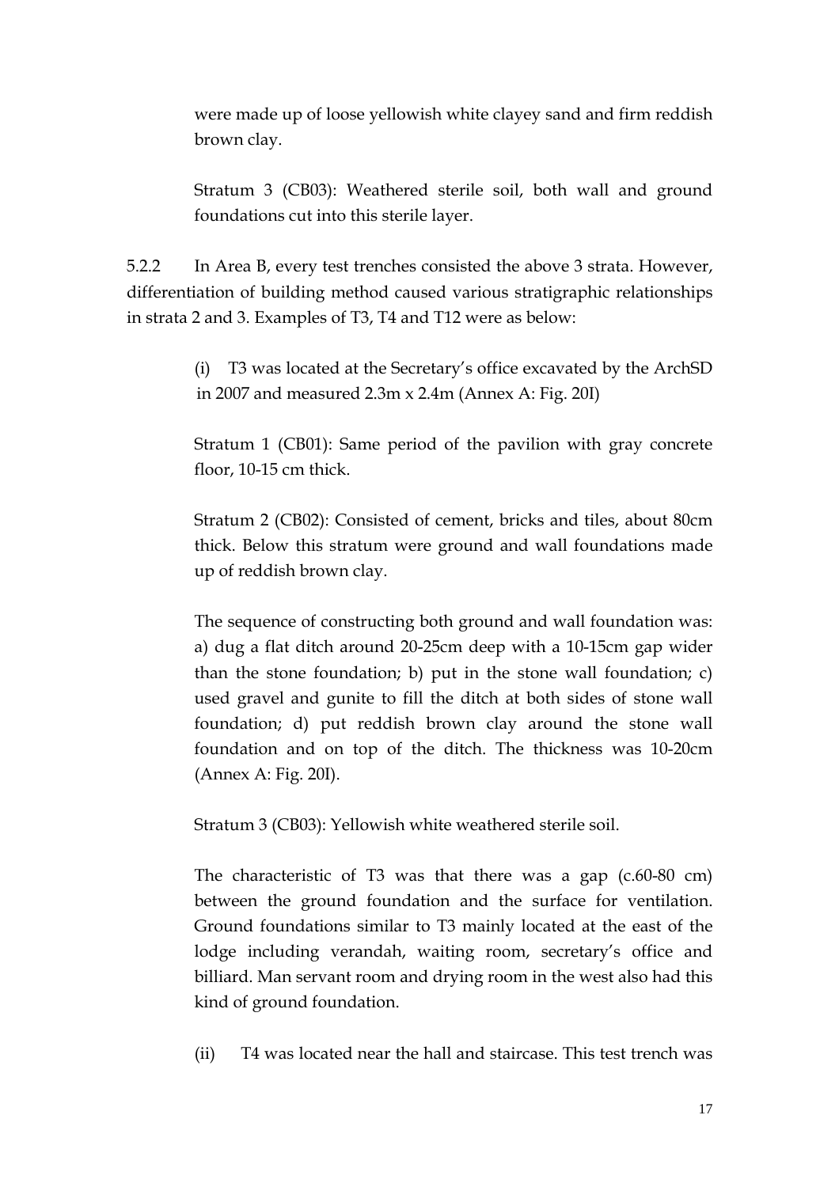were made up of loose yellowish white clayey sand and firm reddish brown clay.

Stratum 3 (CB03): Weathered sterile soil, both wall and ground foundations cut into this sterile layer.

5.2.2 In Area B, every test trenches consisted the above 3 strata. However, differentiation of building method caused various stratigraphic relationships in strata 2 and 3. Examples of T3, T4 and T12 were as below:

(i) T3 was located at the Secretary's office excavated by the ArchSD in 2007 and measured 2.3m x 2.4m (Annex A: Fig. 20I)

Stratum 1 (CB01): Same period of the pavilion with gray concrete floor, 10-15 cm thick.

Stratum 2 (CB02): Consisted of cement, bricks and tiles, about 80cm thick. Below this stratum were ground and wall foundations made up of reddish brown clay.

The sequence of constructing both ground and wall foundation was: a) dug a flat ditch around 20-25cm deep with a 10-15cm gap wider than the stone foundation; b) put in the stone wall foundation; c) used gravel and gunite to fill the ditch at both sides of stone wall foundation; d) put reddish brown clay around the stone wall foundation and on top of the ditch. The thickness was 10-20cm (Annex A: Fig. 20I).

Stratum 3 (CB03): Yellowish white weathered sterile soil.

The characteristic of T3 was that there was a gap (c.60-80 cm) between the ground foundation and the surface for ventilation. Ground foundations similar to T3 mainly located at the east of the lodge including verandah, waiting room, secretary's office and billiard. Man servant room and drying room in the west also had this kind of ground foundation.

(ii) T4 was located near the hall and staircase. This test trench was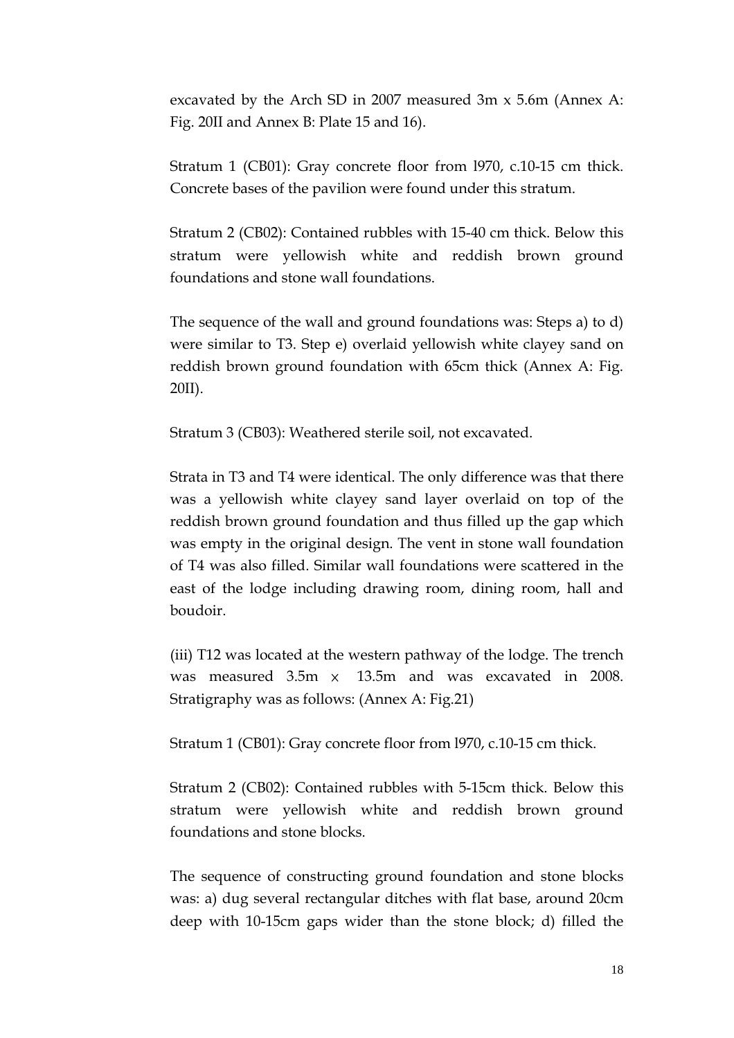excavated by the Arch SD in 2007 measured 3m x 5.6m (Annex A: Fig. 20II and Annex B: Plate 15 and 16).

Stratum 1 (CB01): Gray concrete floor from l970, c.10-15 cm thick. Concrete bases of the pavilion were found under this stratum.

Stratum 2 (CB02): Contained rubbles with 15-40 cm thick. Below this stratum were yellowish white and reddish brown ground foundations and stone wall foundations.

The sequence of the wall and ground foundations was: Steps a) to d) were similar to T3. Step e) overlaid yellowish white clayey sand on reddish brown ground foundation with 65cm thick (Annex A: Fig. 20II).

Stratum 3 (CB03): Weathered sterile soil, not excavated.

Strata in T3 and T4 were identical. The only difference was that there was a yellowish white clayey sand layer overlaid on top of the reddish brown ground foundation and thus filled up the gap which was empty in the original design. The vent in stone wall foundation of T4 was also filled. Similar wall foundations were scattered in the east of the lodge including drawing room, dining room, hall and boudoir.

(iii) T12 was located at the western pathway of the lodge. The trench was measured 3.5m × 13.5m and was excavated in 2008. Stratigraphy was as follows: (Annex A: Fig.21)

Stratum 1 (CB01): Gray concrete floor from l970, c.10-15 cm thick.

Stratum 2 (CB02): Contained rubbles with 5-15cm thick. Below this stratum were yellowish white and reddish brown ground foundations and stone blocks.

The sequence of constructing ground foundation and stone blocks was: a) dug several rectangular ditches with flat base, around 20cm deep with 10-15cm gaps wider than the stone block; d) filled the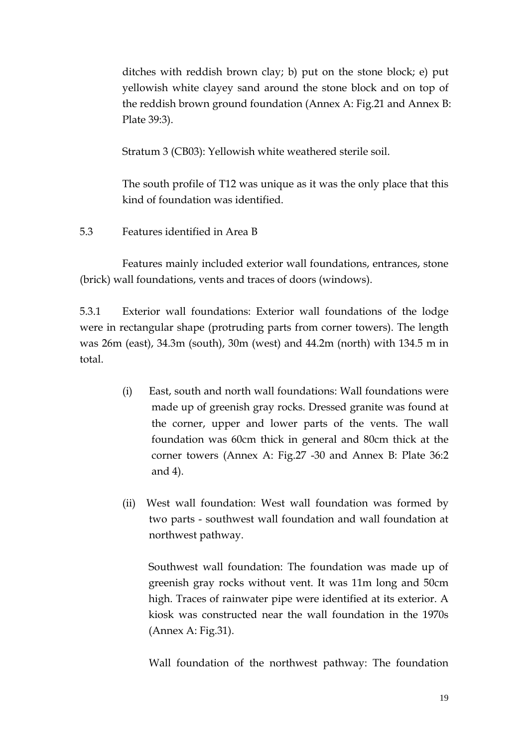ditches with reddish brown clay; b) put on the stone block; e) put yellowish white clayey sand around the stone block and on top of the reddish brown ground foundation (Annex A: Fig.21 and Annex B: Plate 39:3).

Stratum 3 (CB03): Yellowish white weathered sterile soil.

The south profile of T12 was unique as it was the only place that this kind of foundation was identified.

### 5.3 Features identified in Area B

Features mainly included exterior wall foundations, entrances, stone (brick) wall foundations, vents and traces of doors (windows).

5.3.1 Exterior wall foundations: Exterior wall foundations of the lodge were in rectangular shape (protruding parts from corner towers). The length was 26m (east), 34.3m (south), 30m (west) and 44.2m (north) with 134.5 m in total.

(i) East, south and north wall foundations: Wall foundations were made up of greenish gray rocks. Dressed granite was found at the corner, upper and lower parts of the vents. The wall foundation was 60cm thick in general and 80cm thick at the corner towers (Annex A: Fig.27 -30 and Annex B: Plate 36:2 and 4).

(ii) West wall foundation: West wall foundation was formed by two parts - southwest wall foundation and wall foundation at northwest pathway.

Southwest wall foundation: The foundation was made up of greenish gray rocks without vent. It was 11m long and 50cm high. Traces of rainwater pipe were identified at its exterior. A kiosk was constructed near the wall foundation in the 1970s (Annex A: Fig.31).

Wall foundation of the northwest pathway: The foundation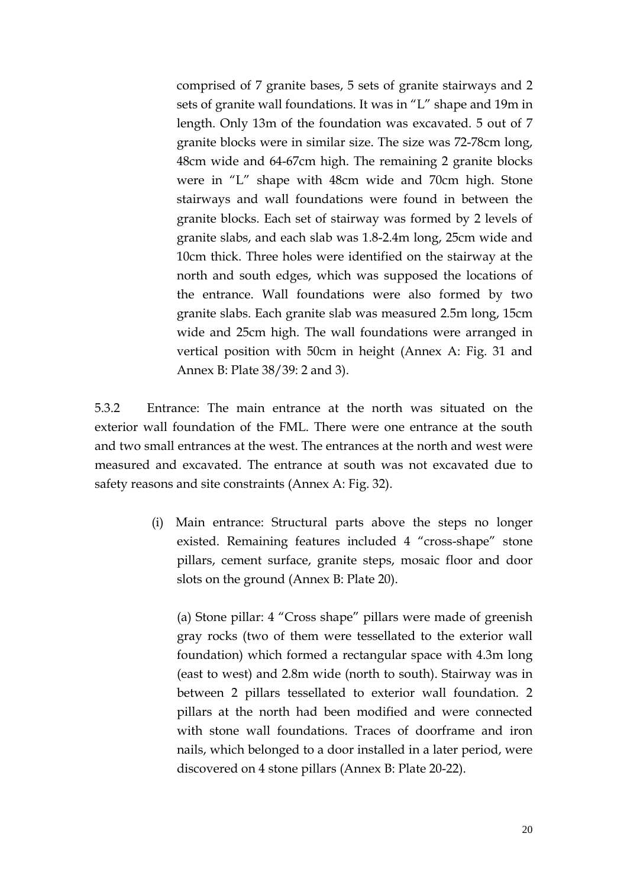comprised of 7 granite bases, 5 sets of granite stairways and 2 sets of granite wall foundations. It was in "L" shape and 19m in length. Only 13m of the foundation was excavated. 5 out of 7 granite blocks were in similar size. The size was 72-78cm long, 48cm wide and 64-67cm high. The remaining 2 granite blocks were in "L" shape with 48cm wide and 70cm high. Stone stairways and wall foundations were found in between the granite blocks. Each set of stairway was formed by 2 levels of granite slabs, and each slab was 1.8-2.4m long, 25cm wide and 10cm thick. Three holes were identified on the stairway at the north and south edges, which was supposed the locations of the entrance. Wall foundations were also formed by two granite slabs. Each granite slab was measured 2.5m long, 15cm wide and 25cm high. The wall foundations were arranged in vertical position with 50cm in height (Annex A: Fig. 31 and Annex B: Plate 38/39: 2 and 3).

5.3.2 Entrance: The main entrance at the north was situated on the exterior wall foundation of the FML. There were one entrance at the south and two small entrances at the west. The entrances at the north and west were measured and excavated. The entrance at south was not excavated due to safety reasons and site constraints (Annex A: Fig. 32).

(i) Main entrance: Structural parts above the steps no longer existed. Remaining features included 4 "cross-shape" stone pillars, cement surface, granite steps, mosaic floor and door slots on the ground (Annex B: Plate 20).

(a) Stone pillar: 4 "Cross shape" pillars were made of greenish gray rocks (two of them were tessellated to the exterior wall foundation) which formed a rectangular space with 4.3m long (east to west) and 2.8m wide (north to south). Stairway was in between 2 pillars tessellated to exterior wall foundation. 2 pillars at the north had been modified and were connected with stone wall foundations. Traces of doorframe and iron nails, which belonged to a door installed in a later period, were discovered on 4 stone pillars (Annex B: Plate 20-22).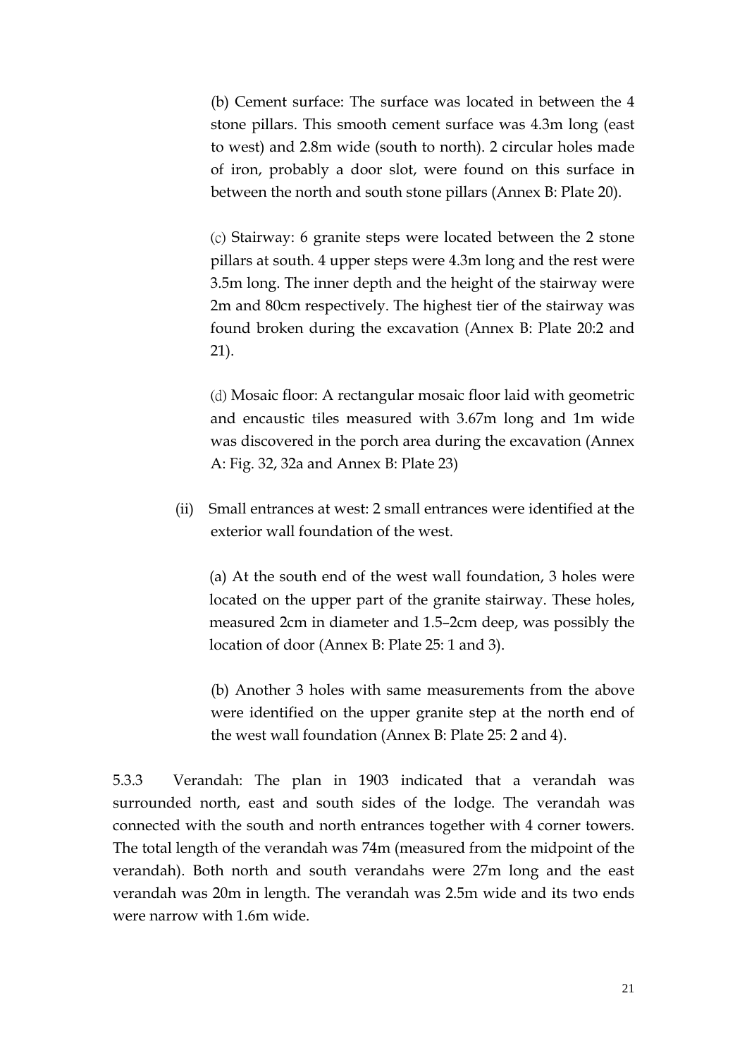(b) Cement surface: The surface was located in between the 4 stone pillars. This smooth cement surface was 4.3m long (east to west) and 2.8m wide (south to north). 2 circular holes made of iron, probably a door slot, were found on this surface in between the north and south stone pillars (Annex B: Plate 20).

(c) Stairway: 6 granite steps were located between the 2 stone pillars at south. 4 upper steps were 4.3m long and the rest were 3.5m long. The inner depth and the height of the stairway were 2m and 80cm respectively. The highest tier of the stairway was found broken during the excavation (Annex B: Plate 20:2 and 21).

(d) Mosaic floor: A rectangular mosaic floor laid with geometric and encaustic tiles measured with 3.67m long and 1m wide was discovered in the porch area during the excavation (Annex A: Fig. 32, 32a and Annex B: Plate 23)

(ii) Small entrances at west: 2 small entrances were identified at the exterior wall foundation of the west.

(a) At the south end of the west wall foundation, 3 holes were located on the upper part of the granite stairway. These holes, measured 2cm in diameter and 1.5–2cm deep, was possibly the location of door (Annex B: Plate 25: 1 and 3).

(b) Another 3 holes with same measurements from the above were identified on the upper granite step at the north end of the west wall foundation (Annex B: Plate 25: 2 and 4).

5.3.3 Verandah: The plan in 1903 indicated that a verandah was surrounded north, east and south sides of the lodge. The verandah was connected with the south and north entrances together with 4 corner towers. The total length of the verandah was 74m (measured from the midpoint of the verandah). Both north and south verandahs were 27m long and the east verandah was 20m in length. The verandah was 2.5m wide and its two ends were narrow with 1.6m wide.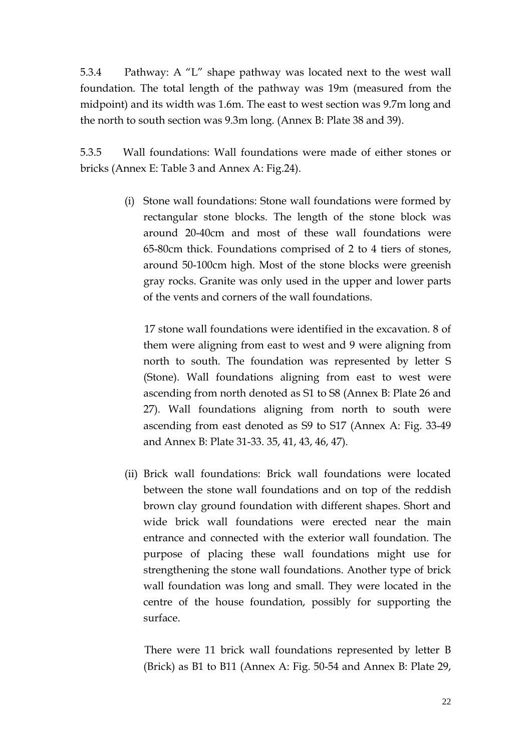5.3.4 Pathway: A “L” shape pathway was located next to the west wall foundation. The total length of the pathway was 19m (measured from the midpoint) and its width was 1.6m. The east to west section was 9.7m long and the north to south section was 9.3m long. (Annex B: Plate 38 and 39).

5.3.5 Wall foundations: Wall foundations were made of either stones or bricks (Annex E: Table 3 and Annex A: Fig.24).

(i) Stone wall foundations: Stone wall foundations were formed by rectangular stone blocks. The length of the stone block was around 20-40cm and most of these wall foundations were 65-80cm thick. Foundations comprised of 2 to 4 tiers of stones, around 50-100cm high. Most of the stone blocks were greenish gray rocks. Granite was only used in the upper and lower parts of the vents and corners of the wall foundations.

   17 stone wall foundations were identified in the excavation. 8 of them were aligning from east to west and 9 were aligning from north to south. The foundation was represented by letter S (Stone). Wall foundations aligning from east to west were ascending from north denoted as S1 to S8 (Annex B: Plate 26 and 27). Wall foundations aligning from north to south were ascending from east denoted as S9 to S17 (Annex A: Fig. 33-49 and Annex B: Plate 31-33. 35, 41, 43, 46, 47).

(ii) Brick wall foundations: Brick wall foundations were located between the stone wall foundations and on top of the reddish brown clay ground foundation with different shapes. Short and wide brick wall foundations were erected near the main entrance and connected with the exterior wall foundation. The purpose of placing these wall foundations might use for strengthening the stone wall foundations. Another type of brick wall foundation was long and small. They were located in the centre of the house foundation, possibly for supporting the surface.

   There were 11 brick wall foundations represented by letter B (Brick) as B1 to B11 (Annex A: Fig. 50-54 and Annex B: Plate 29,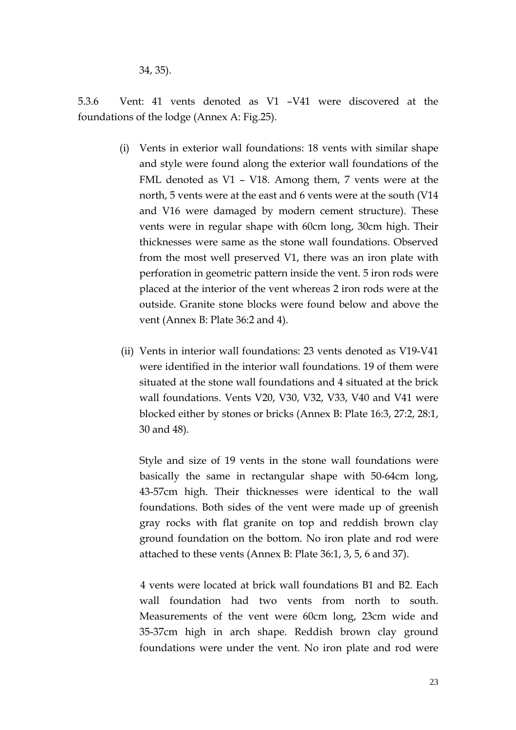34, 35).

5.3.6 Vent: 41 vents denoted as V1 –V41 were discovered at the foundations of the lodge (Annex A: Fig.25).

(i) Vents in exterior wall foundations: 18 vents with similar shape and style were found along the exterior wall foundations of the FML denoted as V1 – V18. Among them, 7 vents were at the north, 5 vents were at the east and 6 vents were at the south (V14 and V16 were damaged by modern cement structure). These vents were in regular shape with 60cm long, 30cm high. Their thicknesses were same as the stone wall foundations. Observed from the most well preserved V1, there was an iron plate with perforation in geometric pattern inside the vent. 5 iron rods were placed at the interior of the vent whereas 2 iron rods were at the outside. Granite stone blocks were found below and above the vent (Annex B: Plate 36:2 and 4).

(ii) Vents in interior wall foundations: 23 vents denoted as V19-V41 were identified in the interior wall foundations. 19 of them were situated at the stone wall foundations and 4 situated at the brick wall foundations. Vents V20, V30, V32, V33, V40 and V41 were blocked either by stones or bricks (Annex B: Plate 16:3, 27:2, 28:1, 30 and 48).

Style and size of 19 vents in the stone wall foundations were basically the same in rectangular shape with 50-64cm long, 43-57cm high. Their thicknesses were identical to the wall foundations. Both sides of the vent were made up of greenish gray rocks with flat granite on top and reddish brown clay ground foundation on the bottom. No iron plate and rod were attached to these vents (Annex B: Plate 36:1, 3, 5, 6 and 37).

4 vents were located at brick wall foundations B1 and B2. Each wall foundation had two vents from north to south. Measurements of the vent were 60cm long, 23cm wide and 35-37cm high in arch shape. Reddish brown clay ground foundations were under the vent. No iron plate and rod were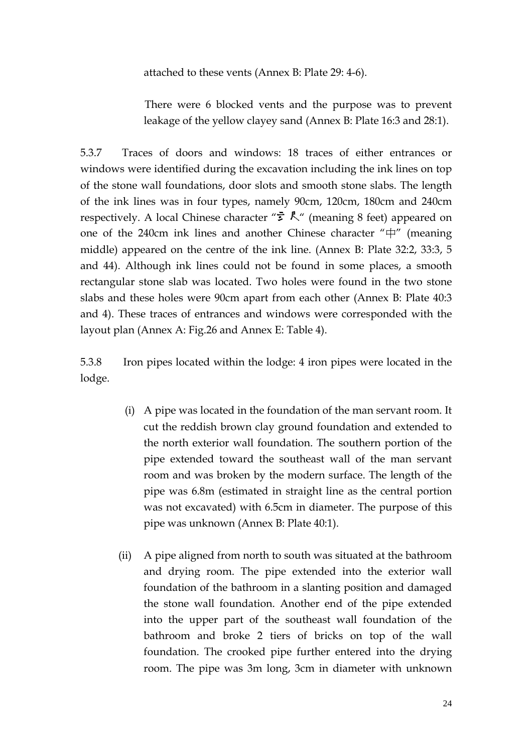attached to these vents (Annex B: Plate 29: 4-6).

There were 6 blocked vents and the purpose was to prevent leakage of the yellow clayey sand (Annex B: Plate 16:3 and 28:1).

5.3.7 Traces of doors and windows: 18 traces of either entrances or windows were identified during the excavation including the ink lines on top of the stone wall foundations, door slots and smooth stone slabs. The length of the ink lines was in four types, namely 90cm, 120cm, 180cm and 240cm respectively. A local Chinese character "〨尺" (meaning 8 feet) appeared on one of the 240cm ink lines and another Chinese character "中" (meaning middle) appeared on the centre of the ink line. (Annex B: Plate 32:2, 33:3, 5 and 44). Although ink lines could not be found in some places, a smooth rectangular stone slab was located. Two holes were found in the two stone slabs and these holes were 90cm apart from each other (Annex B: Plate 40:3 and 4). These traces of entrances and windows were corresponded with the layout plan (Annex A: Fig.26 and Annex E: Table 4).

5.3.8 Iron pipes located within the lodge: 4 iron pipes were located in the lodge.

(i) A pipe was located in the foundation of the man servant room. It cut the reddish brown clay ground foundation and extended to the north exterior wall foundation. The southern portion of the pipe extended toward the southeast wall of the man servant room and was broken by the modern surface. The length of the pipe was 6.8m (estimated in straight line as the central portion was not excavated) with 6.5cm in diameter. The purpose of this pipe was unknown (Annex B: Plate 40:1).

(ii) A pipe aligned from north to south was situated at the bathroom and drying room. The pipe extended into the exterior wall foundation of the bathroom in a slanting position and damaged the stone wall foundation. Another end of the pipe extended into the upper part of the southeast wall foundation of the bathroom and broke 2 tiers of bricks on top of the wall foundation. The crooked pipe further entered into the drying room. The pipe was 3m long, 3cm in diameter with unknown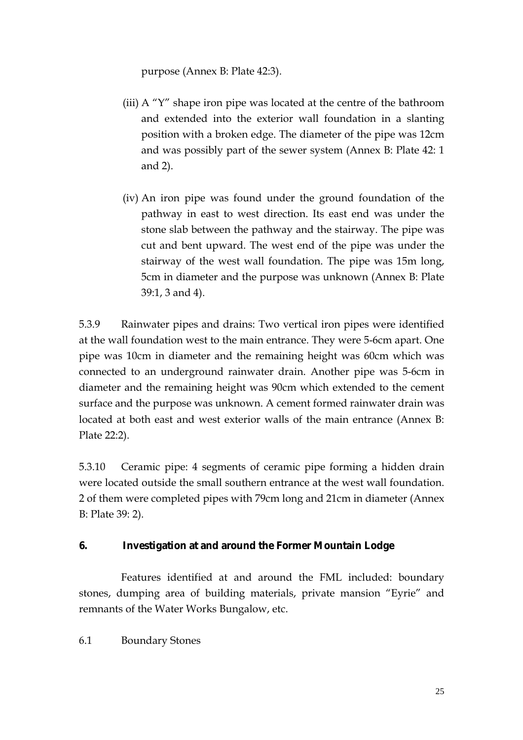purpose (Annex B: Plate 42:3).

(iii) A "Y" shape iron pipe was located at the centre of the bathroom and extended into the exterior wall foundation in a slanting position with a broken edge. The diameter of the pipe was 12cm and was possibly part of the sewer system (Annex B: Plate 42: 1 and 2).

(iv) An iron pipe was found under the ground foundation of the pathway in east to west direction. Its east end was under the stone slab between the pathway and the stairway. The pipe was cut and bent upward. The west end of the pipe was under the stairway of the west wall foundation. The pipe was 15m long, 5cm in diameter and the purpose was unknown (Annex B: Plate 39:1, 3 and 4).

5.3.9 Rainwater pipes and drains: Two vertical iron pipes were identified at the wall foundation west to the main entrance. They were 5-6cm apart. One pipe was 10cm in diameter and the remaining height was 60cm which was connected to an underground rainwater drain. Another pipe was 5-6cm in diameter and the remaining height was 90cm which extended to the cement surface and the purpose was unknown. A cement formed rainwater drain was located at both east and west exterior walls of the main entrance (Annex B: Plate 22:2).

5.3.10 Ceramic pipe: 4 segments of ceramic pipe forming a hidden drain were located outside the small southern entrance at the west wall foundation. 2 of them were completed pipes with 79cm long and 21cm in diameter (Annex B: Plate 39: 2).

## 6. Investigation at and around the Former Mountain Lodge

Features identified at and around the FML included: boundary stones, dumping area of building materials, private mansion "Eyrie" and remnants of the Water Works Bungalow, etc.

### 6.1 Boundary Stones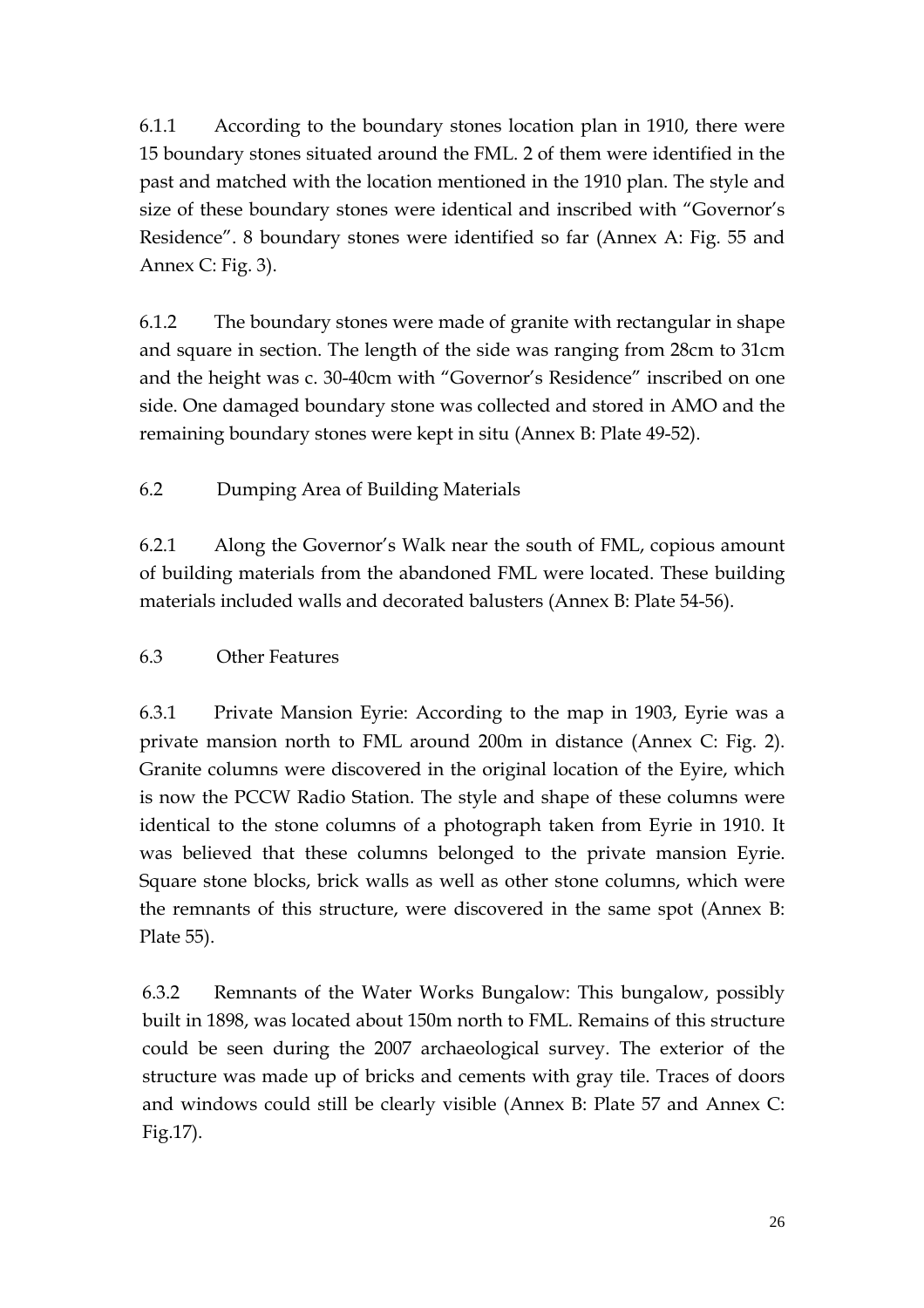6.1.1 According to the boundary stones location plan in 1910, there were 15 boundary stones situated around the FML. 2 of them were identified in the past and matched with the location mentioned in the 1910 plan. The style and size of these boundary stones were identical and inscribed with "Governor's Residence". 8 boundary stones were identified so far (Annex A: Fig. 55 and Annex C: Fig. 3).

6.1.2 The boundary stones were made of granite with rectangular in shape and square in section. The length of the side was ranging from 28cm to 31cm and the height was c. 30-40cm with "Governor's Residence" inscribed on one side. One damaged boundary stone was collected and stored in AMO and the remaining boundary stones were kept in situ (Annex B: Plate 49-52).

### 6.2 Dumping Area of Building Materials

6.2.1 Along the Governor's Walk near the south of FML, copious amount of building materials from the abandoned FML were located. These building materials included walls and decorated balusters (Annex B: Plate 54-56).

### 6.3 Other Features

6.3.1 Private Mansion Eyrie: According to the map in 1903, Eyrie was a private mansion north to FML around 200m in distance (Annex C: Fig. 2). Granite columns were discovered in the original location of the Eyire, which is now the PCCW Radio Station. The style and shape of these columns were identical to the stone columns of a photograph taken from Eyrie in 1910. It was believed that these columns belonged to the private mansion Eyrie. Square stone blocks, brick walls as well as other stone columns, which were the remnants of this structure, were discovered in the same spot (Annex B: Plate 55).

6.3.2 Remnants of the Water Works Bungalow: This bungalow, possibly built in 1898, was located about 150m north to FML. Remains of this structure could be seen during the 2007 archaeological survey. The exterior of the structure was made up of bricks and cements with gray tile. Traces of doors and windows could still be clearly visible (Annex B: Plate 57 and Annex C: Fig.17).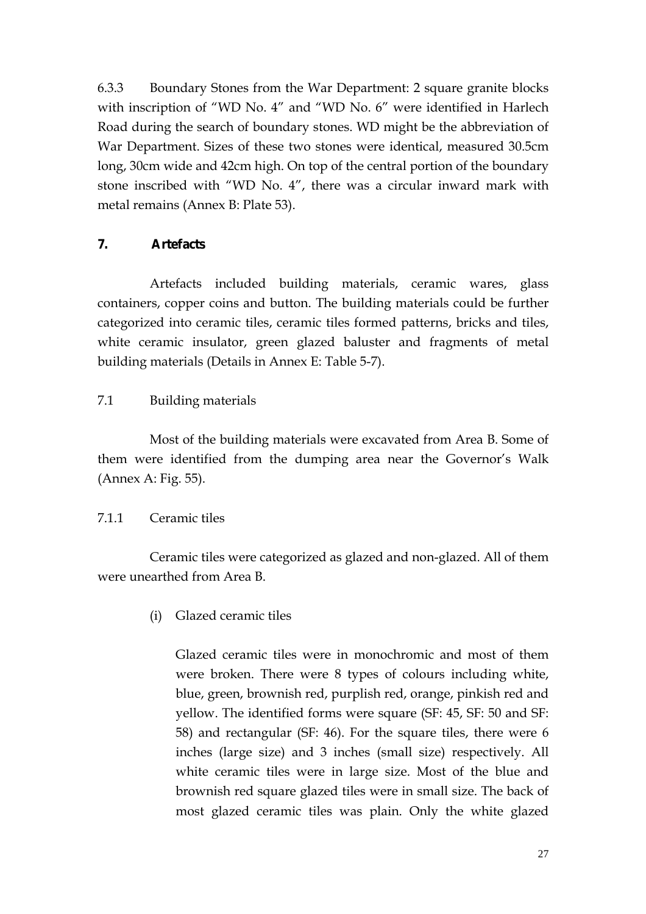6.3.3 Boundary Stones from the War Department: 2 square granite blocks with inscription of "WD No. 4" and "WD No. 6" were identified in Harlech Road during the search of boundary stones. WD might be the abbreviation of War Department. Sizes of these two stones were identical, measured 30.5cm long, 30cm wide and 42cm high. On top of the central portion of the boundary stone inscribed with "WD No. 4", there was a circular inward mark with metal remains (Annex B: Plate 53).

## 7. Artefacts

Artefacts included building materials, ceramic wares, glass containers, copper coins and button. The building materials could be further categorized into ceramic tiles, ceramic tiles formed patterns, bricks and tiles, white ceramic insulator, green glazed baluster and fragments of metal building materials (Details in Annex E: Table 5-7).

### 7.1 Building materials

Most of the building materials were excavated from Area B. Some of them were identified from the dumping area near the Governor's Walk (Annex A: Fig. 55).

#### 7.1.1 Ceramic tiles

Ceramic tiles were categorized as glazed and non-glazed. All of them were unearthed from Area B.

(i) Glazed ceramic tiles

Glazed ceramic tiles were in monochromic and most of them were broken. There were 8 types of colours including white, blue, green, brownish red, purplish red, orange, pinkish red and yellow. The identified forms were square (SF: 45, SF: 50 and SF: 58) and rectangular (SF: 46). For the square tiles, there were 6 inches (large size) and 3 inches (small size) respectively. All white ceramic tiles were in large size. Most of the blue and brownish red square glazed tiles were in small size. The back of most glazed ceramic tiles was plain. Only the white glazed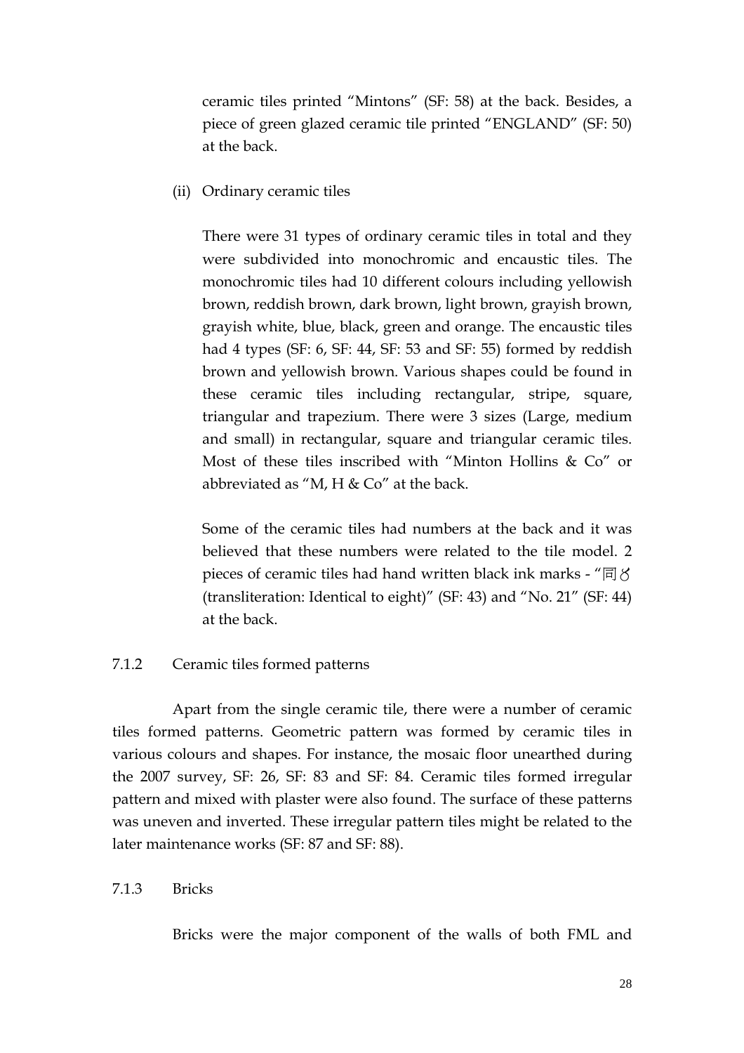ceramic tiles printed "Mintons" (SF: 58) at the back. Besides, a piece of green glazed ceramic tile printed "ENGLAND" (SF: 50) at the back.

(ii) Ordinary ceramic tiles

There were 31 types of ordinary ceramic tiles in total and they were subdivided into monochromic and encaustic tiles. The monochromic tiles had 10 different colours including yellowish brown, reddish brown, dark brown, light brown, grayish brown, grayish white, blue, black, green and orange. The encaustic tiles had 4 types (SF: 6, SF: 44, SF: 53 and SF: 55) formed by reddish brown and yellowish brown. Various shapes could be found in these ceramic tiles including rectangular, stripe, square, triangular and trapezium. There were 3 sizes (Large, medium and small) in rectangular, square and triangular ceramic tiles. Most of these tiles inscribed with "Minton Hollins & Co" or abbreviated as "M, H & Co" at the back.

Some of the ceramic tiles had numbers at the back and it was believed that these numbers were related to the tile model. 2 pieces of ceramic tiles had hand written black ink marks - "同〨 (transliteration: Identical to eight)" (SF: 43) and "No. 21" (SF: 44) at the back.

### 7.1.2 Ceramic tiles formed patterns

Apart from the single ceramic tile, there were a number of ceramic tiles formed patterns. Geometric pattern was formed by ceramic tiles in various colours and shapes. For instance, the mosaic floor unearthed during the 2007 survey, SF: 26, SF: 83 and SF: 84. Ceramic tiles formed irregular pattern and mixed with plaster were also found. The surface of these patterns was uneven and inverted. These irregular pattern tiles might be related to the later maintenance works (SF: 87 and SF: 88).

### 7.1.3 Bricks

Bricks were the major component of the walls of both FML and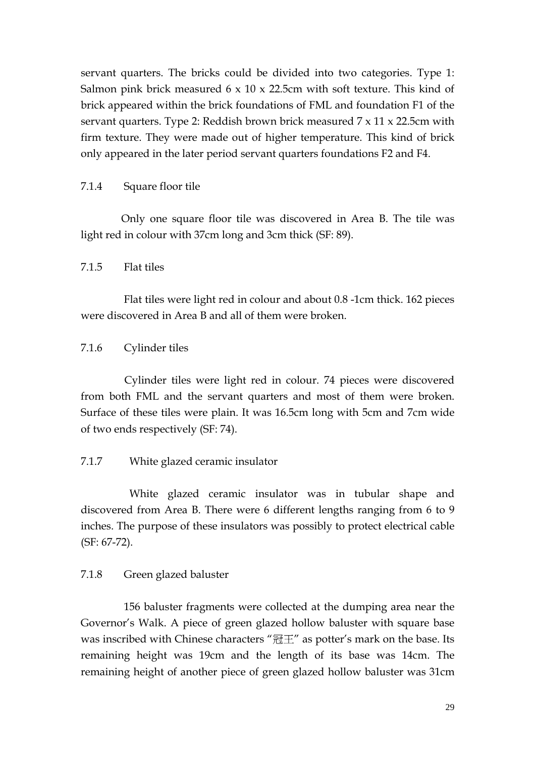servant quarters. The bricks could be divided into two categories. Type 1: Salmon pink brick measured 6 x 10 x 22.5cm with soft texture. This kind of brick appeared within the brick foundations of FML and foundation F1 of the servant quarters. Type 2: Reddish brown brick measured 7 x 11 x 22.5cm with firm texture. They were made out of higher temperature. This kind of brick only appeared in the later period servant quarters foundations F2 and F4.

#### 7.1.4 Square floor tile

Only one square floor tile was discovered in Area B. The tile was light red in colour with 37cm long and 3cm thick (SF: 89).

#### 7.1.5 Flat tiles

Flat tiles were light red in colour and about 0.8 -1cm thick. 162 pieces were discovered in Area B and all of them were broken.

#### 7.1.6 Cylinder tiles

Cylinder tiles were light red in colour. 74 pieces were discovered from both FML and the servant quarters and most of them were broken. Surface of these tiles were plain. It was 16.5cm long with 5cm and 7cm wide of two ends respectively (SF: 74).

#### 7.1.7 White glazed ceramic insulator

White glazed ceramic insulator was in tubular shape and discovered from Area B. There were 6 different lengths ranging from 6 to 9 inches. The purpose of these insulators was possibly to protect electrical cable (SF: 67-72).

#### 7.1.8 Green glazed baluster

156 baluster fragments were collected at the dumping area near the Governor's Walk. A piece of green glazed hollow baluster with square base was inscribed with Chinese characters "冠王" as potter's mark on the base. Its remaining height was 19cm and the length of its base was 14cm. The remaining height of another piece of green glazed hollow baluster was 31cm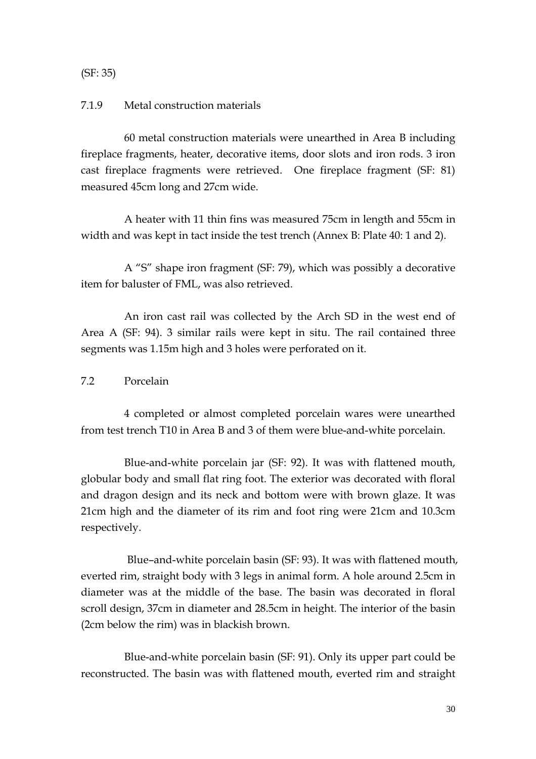(SF: 35)

### 7.1.9 Metal construction materials

60 metal construction materials were unearthed in Area B including fireplace fragments, heater, decorative items, door slots and iron rods. 3 iron cast fireplace fragments were retrieved. One fireplace fragment (SF: 81) measured 45cm long and 27cm wide.

A heater with 11 thin fins was measured 75cm in length and 55cm in width and was kept in tact inside the test trench (Annex B: Plate 40: 1 and 2).

A "S" shape iron fragment (SF: 79), which was possibly a decorative item for baluster of FML, was also retrieved.

An iron cast rail was collected by the Arch SD in the west end of Area A (SF: 94). 3 similar rails were kept in situ. The rail contained three segments was 1.15m high and 3 holes were perforated on it.

## 7.2 Porcelain

4 completed or almost completed porcelain wares were unearthed from test trench T10 in Area B and 3 of them were blue-and-white porcelain.

Blue-and-white porcelain jar (SF: 92). It was with flattened mouth, globular body and small flat ring foot. The exterior was decorated with floral and dragon design and its neck and bottom were with brown glaze. It was 21cm high and the diameter of its rim and foot ring were 21cm and 10.3cm respectively.

Blue–and-white porcelain basin (SF: 93). It was with flattened mouth, everted rim, straight body with 3 legs in animal form. A hole around 2.5cm in diameter was at the middle of the base. The basin was decorated in floral scroll design, 37cm in diameter and 28.5cm in height. The interior of the basin (2cm below the rim) was in blackish brown.

Blue-and-white porcelain basin (SF: 91). Only its upper part could be reconstructed. The basin was with flattened mouth, everted rim and straight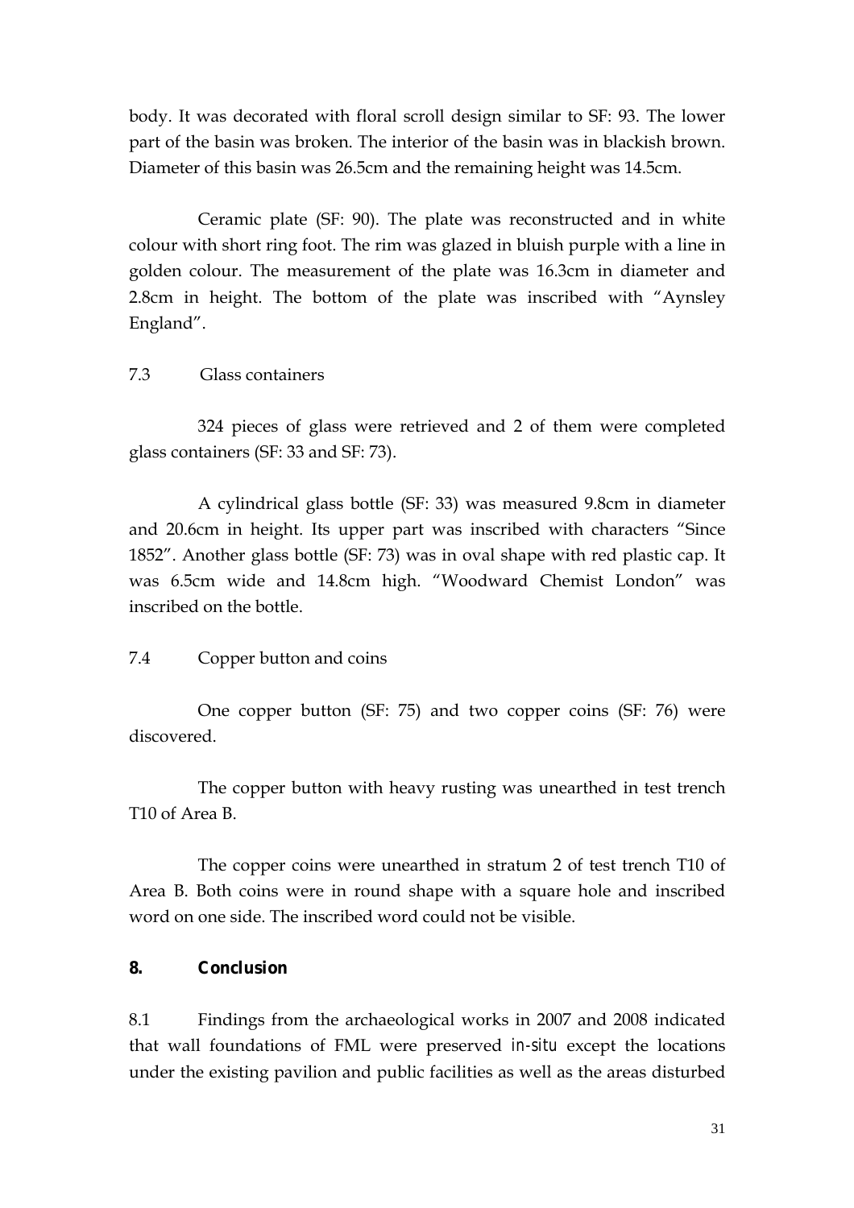body. It was decorated with floral scroll design similar to SF: 93. The lower part of the basin was broken. The interior of the basin was in blackish brown. Diameter of this basin was 26.5cm and the remaining height was 14.5cm.

Ceramic plate (SF: 90). The plate was reconstructed and in white colour with short ring foot. The rim was glazed in bluish purple with a line in golden colour. The measurement of the plate was 16.3cm in diameter and 2.8cm in height. The bottom of the plate was inscribed with "Aynsley England".

### 7.3 Glass containers

324 pieces of glass were retrieved and 2 of them were completed glass containers (SF: 33 and SF: 73).

A cylindrical glass bottle (SF: 33) was measured 9.8cm in diameter and 20.6cm in height. Its upper part was inscribed with characters "Since 1852". Another glass bottle (SF: 73) was in oval shape with red plastic cap. It was 6.5cm wide and 14.8cm high. "Woodward Chemist London" was inscribed on the bottle.

### 7.4 Copper button and coins

One copper button (SF: 75) and two copper coins (SF: 76) were discovered.

The copper button with heavy rusting was unearthed in test trench T10 of Area B.

The copper coins were unearthed in stratum 2 of test trench T10 of Area B. Both coins were in round shape with a square hole and inscribed word on one side. The inscribed word could not be visible.

## 8. Conclusion

8.1 Findings from the archaeological works in 2007 and 2008 indicated that wall foundations of FML were preserved *in-situ* except the locations under the existing pavilion and public facilities as well as the areas disturbed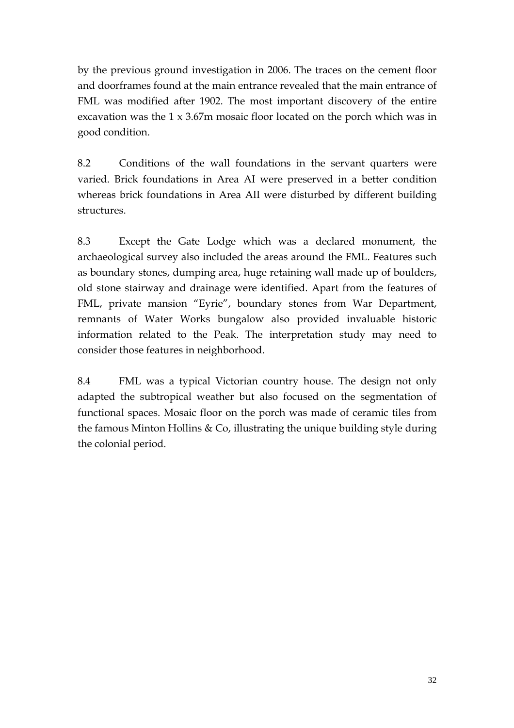by the previous ground investigation in 2006. The traces on the cement floor and doorframes found at the main entrance revealed that the main entrance of FML was modified after 1902. The most important discovery of the entire excavation was the 1 x 3.67m mosaic floor located on the porch which was in good condition.

8.2 Conditions of the wall foundations in the servant quarters were varied. Brick foundations in Area AI were preserved in a better condition whereas brick foundations in Area AII were disturbed by different building structures.

8.3 Except the Gate Lodge which was a declared monument, the archaeological survey also included the areas around the FML. Features such as boundary stones, dumping area, huge retaining wall made up of boulders, old stone stairway and drainage were identified. Apart from the features of FML, private mansion "Eyrie", boundary stones from War Department, remnants of Water Works bungalow also provided invaluable historic information related to the Peak. The interpretation study may need to consider those features in neighborhood.

8.4 FML was a typical Victorian country house. The design not only adapted the subtropical weather but also focused on the segmentation of functional spaces. Mosaic floor on the porch was made of ceramic tiles from the famous Minton Hollins & Co, illustrating the unique building style during the colonial period.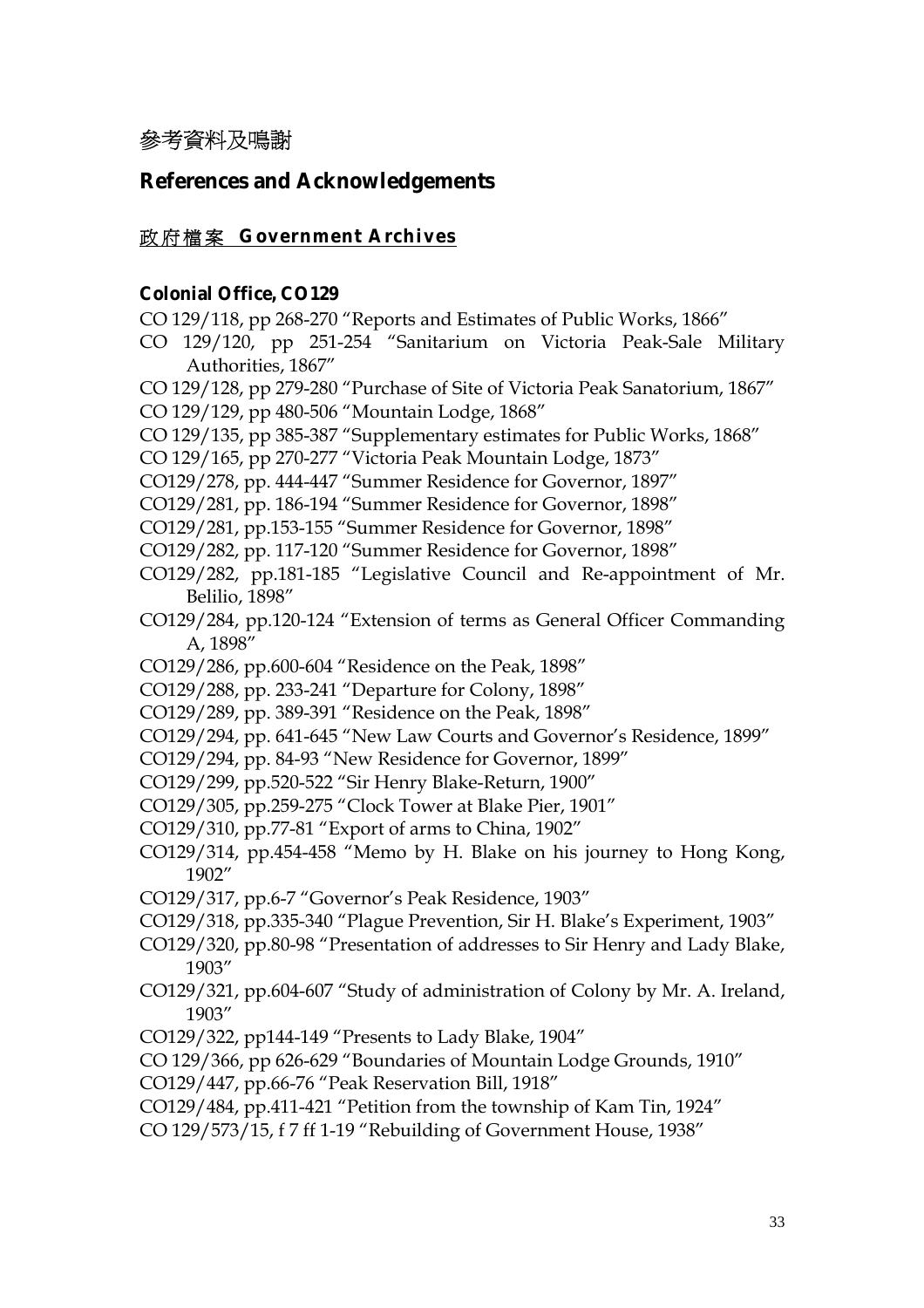# 參考資料及鳴謝

# References and Acknowledgements

## 政府檔案 Government Archives

### Colonial Office, CO129

CO 129/118, pp 268-270 "Reports and Estimates of Public Works, 1866"

CO 129/120, pp 251-254 "Sanitarium on Victoria Peak-Sale Military Authorities, 1867"

CO 129/128, pp 279-280 "Purchase of Site of Victoria Peak Sanatorium, 1867"

CO 129/129, pp 480-506 "Mountain Lodge, 1868"

CO 129/135, pp 385-387 "Supplementary estimates for Public Works, 1868"

CO 129/165, pp 270-277 "Victoria Peak Mountain Lodge, 1873"

CO129/278, pp. 444-447 "Summer Residence for Governor, 1897"

CO129/281, pp. 186-194 "Summer Residence for Governor, 1898"

CO129/281, pp.153-155 "Summer Residence for Governor, 1898"

CO129/282, pp. 117-120 "Summer Residence for Governor, 1898"

CO129/282, pp.181-185 "Legislative Council and Re-appointment of Mr. Belilio, 1898"

CO129/284, pp.120-124 "Extension of terms as General Officer Commanding A, 1898"

CO129/286, pp.600-604 "Residence on the Peak, 1898"

CO129/288, pp. 233-241 "Departure for Colony, 1898"

CO129/289, pp. 389-391 "Residence on the Peak, 1898"

CO129/294, pp. 641-645 "New Law Courts and Governor's Residence, 1899"

CO129/294, pp. 84-93 "New Residence for Governor, 1899"

CO129/299, pp.520-522 "Sir Henry Blake-Return, 1900"

CO129/305, pp.259-275 "Clock Tower at Blake Pier, 1901"

CO129/310, pp.77-81 "Export of arms to China, 1902"

CO129/314, pp.454-458 "Memo by H. Blake on his journey to Hong Kong, 1902"

CO129/317, pp.6-7 "Governor's Peak Residence, 1903"

CO129/318, pp.335-340 "Plague Prevention, Sir H. Blake's Experiment, 1903"

CO129/320, pp.80-98 "Presentation of addresses to Sir Henry and Lady Blake, 1903"

CO129/321, pp.604-607 "Study of administration of Colony by Mr. A. Ireland, 1903"

CO129/322, pp144-149 "Presents to Lady Blake, 1904"

CO 129/366, pp 626-629 "Boundaries of Mountain Lodge Grounds, 1910"

CO129/447, pp.66-76 "Peak Reservation Bill, 1918"

CO129/484, pp.411-421 "Petition from the township of Kam Tin, 1924"

CO 129/573/15, f 7 ff 1-19 "Rebuilding of Government House, 1938"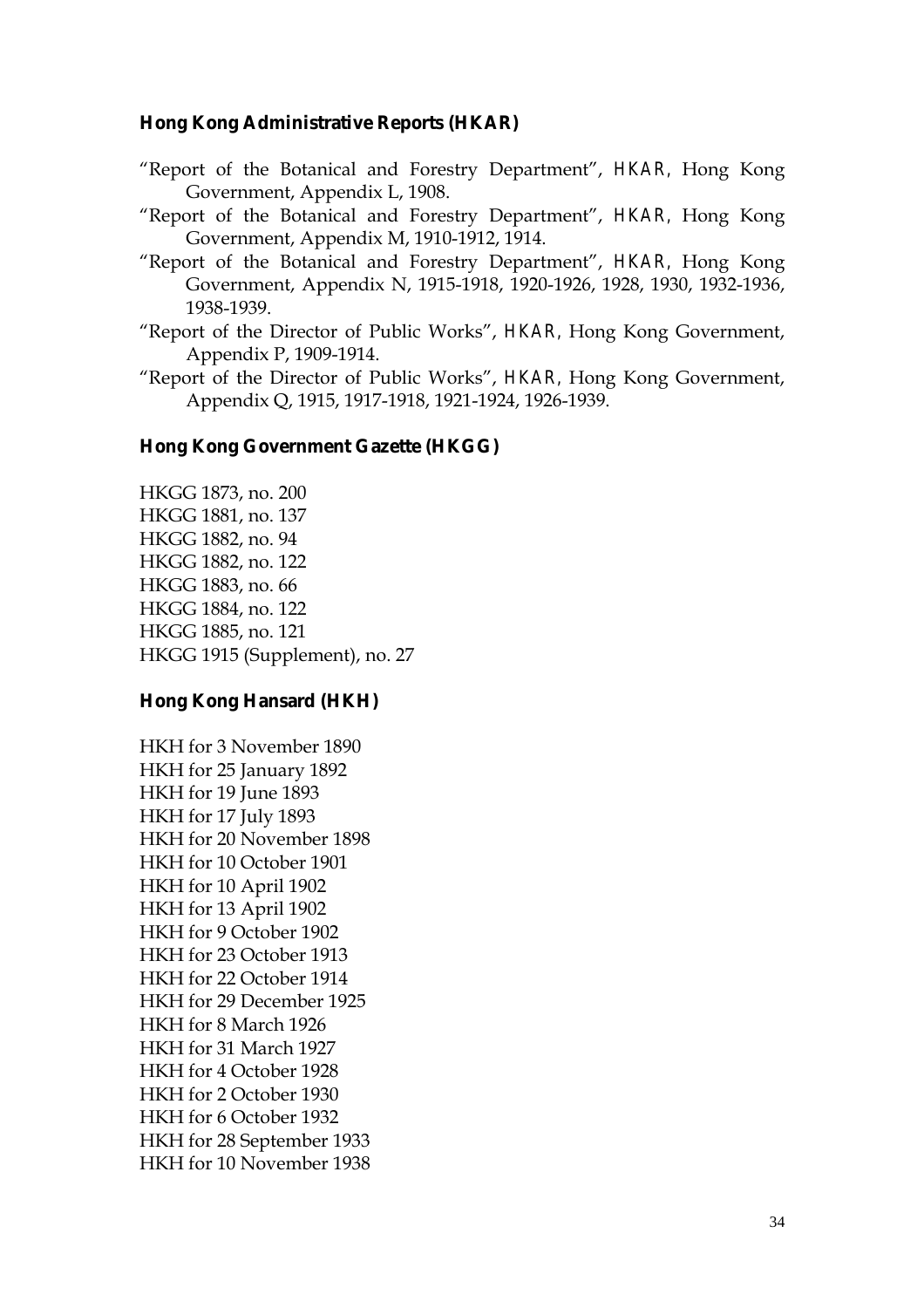### Hong Kong Administrative Reports (HKAR)

"Report of the Botanical and Forestry Department", *HKAR*, Hong Kong Government, Appendix L, 1908.

"Report of the Botanical and Forestry Department", *HKAR*, Hong Kong Government, Appendix M, 1910-1912, 1914.

"Report of the Botanical and Forestry Department", *HKAR*, Hong Kong Government, Appendix N, 1915-1918, 1920-1926, 1928, 1930, 1932-1936, 1938-1939.

"Report of the Director of Public Works", *HKAR*, Hong Kong Government, Appendix P, 1909-1914.

"Report of the Director of Public Works", *HKAR*, Hong Kong Government, Appendix Q, 1915, 1917-1918, 1921-1924, 1926-1939.

### Hong Kong Government Gazette (HKGG)

HKGG 1873, no. 200
HKGG 1881, no. 137
HKGG 1882, no. 94
HKGG 1882, no. 122
HKGG 1883, no. 66
HKGG 1884, no. 122
HKGG 1885, no. 121
HKGG 1915 (Supplement), no. 27

### Hong Kong Hansard (HKH)

HKH for 3 November 1890
HKH for 25 January 1892
HKH for 19 June 1893
HKH for 17 July 1893
HKH for 20 November 1898
HKH for 10 October 1901
HKH for 10 April 1902
HKH for 13 April 1902
HKH for 9 October 1902
HKH for 23 October 1913
HKH for 22 October 1914
HKH for 29 December 1925
HKH for 8 March 1926
HKH for 31 March 1927
HKH for 4 October 1928
HKH for 2 October 1930
HKH for 6 October 1932
HKH for 28 September 1933
HKH for 10 November 1938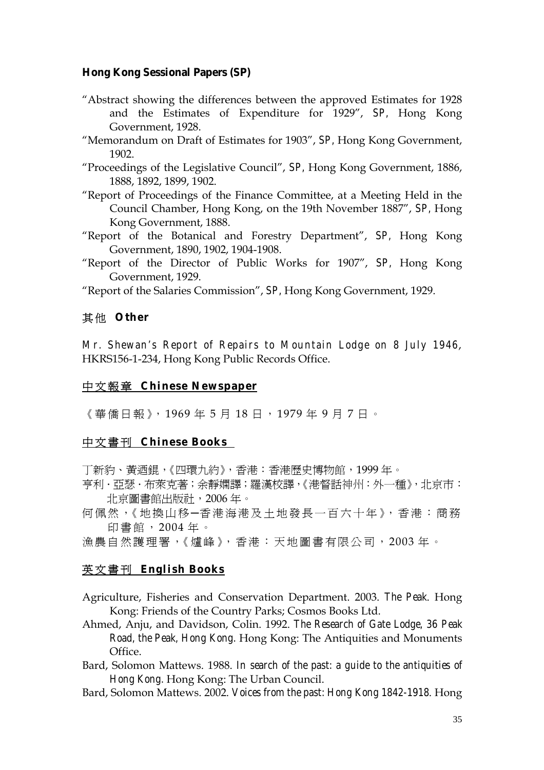**Hong Kong Sessional Papers (SP)**

"Abstract showing the differences between the approved Estimates for 1928 and the Estimates of Expenditure for 1929", *SP*, Hong Kong Government, 1928.

"Memorandum on Draft of Estimates for 1903", *SP*, Hong Kong Government, 1902.

"Proceedings of the Legislative Council", *SP*, Hong Kong Government, 1886, 1888, 1892, 1899, 1902.

"Report of Proceedings of the Finance Committee, at a Meeting Held in the Council Chamber, Hong Kong, on the 19th November 1887", *SP*, Hong Kong Government, 1888.

"Report of the Botanical and Forestry Department", *SP*, Hong Kong Government, 1890, 1902, 1904-1908.

"Report of the Director of Public Works for 1907", *SP*, Hong Kong Government, 1929.

"Report of the Salaries Commission", *SP*, Hong Kong Government, 1929.

## 其他 **Other**

*Mr. Shewan's Report of Repairs to Mountain Lodge on 8 July 1946*, HKRS156-1-234, Hong Kong Public Records Office.

## 中文報章 **Chinese Newspaper**

《華僑日報》，1969 年 5 月 18 日，1979 年 9 月 7 日。

## 中文書刊 **Chinese Books**

丁新豹、黃迺錕，《四環九約》，香港：香港歷史博物館，1999 年。

亨利・亞瑟・布萊克著；余靜嫻譯；羅漢校譯，《港督話神州：外一種》，北京市：北京圖書館出版社，2006 年。

何佩然，《地換山移—香港海港及土地發長一百六十年》，香港：商務印書館，2004 年。

漁農自然護理署，《爐峰》，香港：天地圖書有限公司，2003 年。

## 英文書刊 **English Books**

Agriculture, Fisheries and Conservation Department. 2003. *The Peak*. Hong Kong: Friends of the Country Parks; Cosmos Books Ltd.

Ahmed, Anju, and Davidson, Colin. 1992. *The Research of Gate Lodge, 36 Peak Road, the Peak, Hong Kong*. Hong Kong: The Antiquities and Monuments Office.

Bard, Solomon Mattews. 1988. *In search of the past: a guide to the antiquities of Hong Kong*. Hong Kong: The Urban Council.

Bard, Solomon Mattews. 2002. *Voices from the past: Hong Kong 1842-1918*. Hong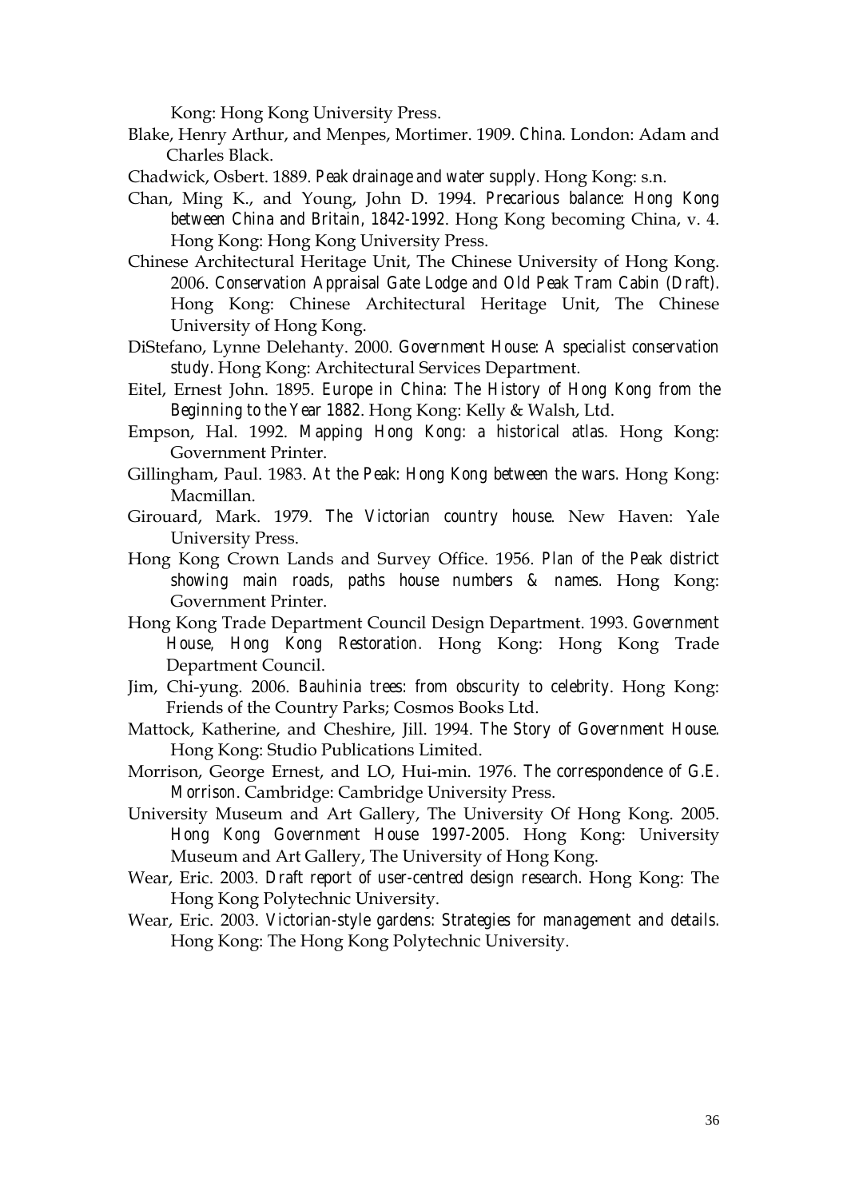Kong: Hong Kong University Press.

Blake, Henry Arthur, and Menpes, Mortimer. 1909. *China*. London: Adam and Charles Black.

Chadwick, Osbert. 1889. *Peak drainage and water supply*. Hong Kong: s.n.

Chan, Ming K., and Young, John D. 1994. *Precarious balance: Hong Kong between China and Britain, 1842-1992*. Hong Kong becoming China, v. 4. Hong Kong: Hong Kong University Press.

Chinese Architectural Heritage Unit, The Chinese University of Hong Kong. 2006. *Conservation Appraisal Gate Lodge and Old Peak Tram Cabin (Draft)*. Hong Kong: Chinese Architectural Heritage Unit, The Chinese University of Hong Kong.

DiStefano, Lynne Delehanty. 2000. *Government House: A specialist conservation study*. Hong Kong: Architectural Services Department.

Eitel, Ernest John. 1895. *Europe in China: The History of Hong Kong from the Beginning to the Year 1882*. Hong Kong: Kelly & Walsh, Ltd.

Empson, Hal. 1992. *Mapping Hong Kong: a historical atlas*. Hong Kong: Government Printer.

Gillingham, Paul. 1983. *At the Peak: Hong Kong between the wars*. Hong Kong: Macmillan.

Girouard, Mark. 1979. *The Victorian country house*. New Haven: Yale University Press.

Hong Kong Crown Lands and Survey Office. 1956. *Plan of the Peak district showing main roads, paths house numbers & names*. Hong Kong: Government Printer.

Hong Kong Trade Department Council Design Department. 1993. *Government House, Hong Kong Restoration*. Hong Kong: Hong Kong Trade Department Council.

Jim, Chi-yung. 2006. *Bauhinia trees: from obscurity to celebrity*. Hong Kong: Friends of the Country Parks; Cosmos Books Ltd.

Mattock, Katherine, and Cheshire, Jill. 1994. *The Story of Government House*. Hong Kong: Studio Publications Limited.

Morrison, George Ernest, and LO, Hui-min. 1976. *The correspondence of G.E. Morrison*. Cambridge: Cambridge University Press.

University Museum and Art Gallery, The University Of Hong Kong. 2005. *Hong Kong Government House 1997-2005*. Hong Kong: University Museum and Art Gallery, The University of Hong Kong.

Wear, Eric. 2003. *Draft report of user-centred design research*. Hong Kong: The Hong Kong Polytechnic University.

Wear, Eric. 2003. *Victorian-style gardens: Strategies for management and details*. Hong Kong: The Hong Kong Polytechnic University.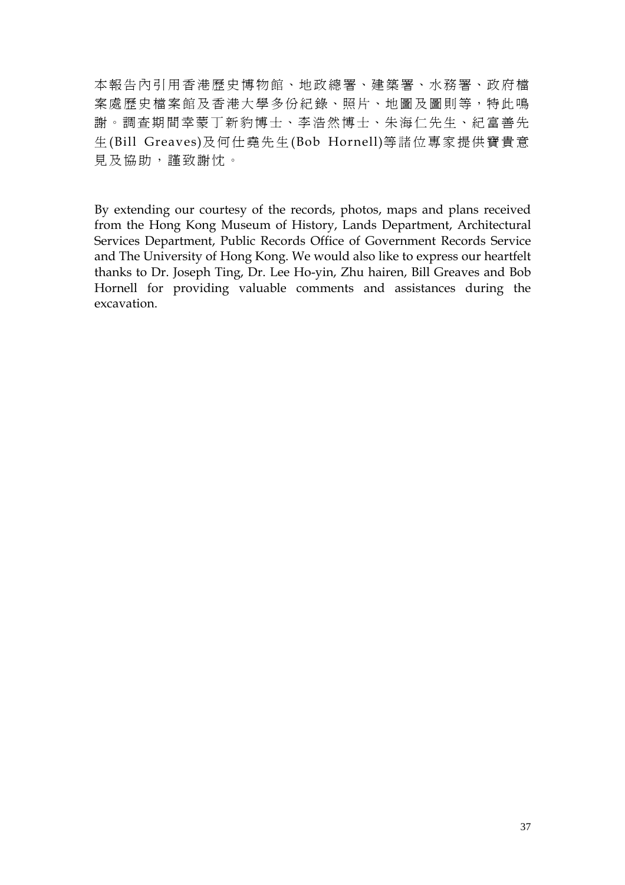本報告內引用香港歷史博物館、地政總署、建築署、水務署、政府檔案處歷史檔案館及香港大學多份紀錄、照片、地圖及圖則等，特此鳴謝。調查期間幸蒙丁新豹博士、李浩然博士、朱海仁先生、紀富善先生(Bill Greaves)及何仕堯先生(Bob Hornell)等諸位專家提供寶貴意見及協助，謹致謝忱。

By extending our courtesy of the records, photos, maps and plans received from the Hong Kong Museum of History, Lands Department, Architectural Services Department, Public Records Office of Government Records Service and The University of Hong Kong. We would also like to express our heartfelt thanks to Dr. Joseph Ting, Dr. Lee Ho-yin, Zhu hairen, Bill Greaves and Bob Hornell for providing valuable comments and assistances during the excavation.